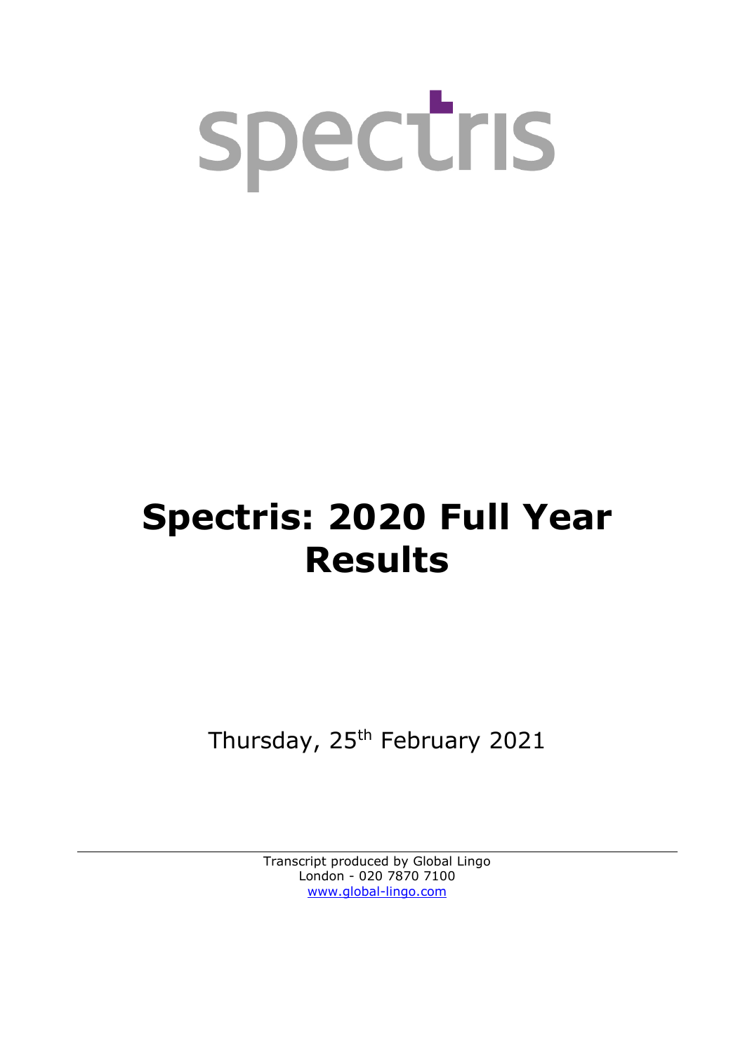spectris

# Spectris: 2020 Full Year Results

Thursday, 25th February 2021

Transcript produced by Global Lingo
London - 020 7870 7100
www.global-lingo.com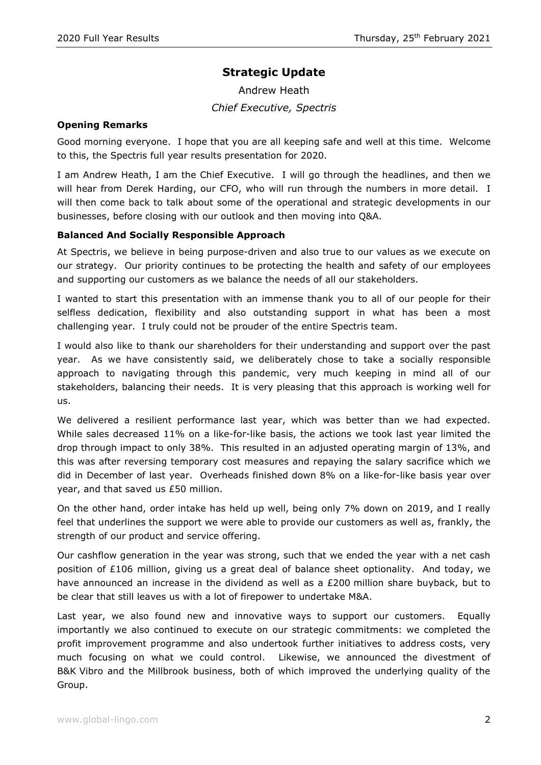## Strategic Update

Andrew Heath

*Chief Executive, Spectris*

### Opening Remarks

Good morning everyone. I hope that you are all keeping safe and well at this time. Welcome to this, the Spectris full year results presentation for 2020.

I am Andrew Heath, I am the Chief Executive. I will go through the headlines, and then we will hear from Derek Harding, our CFO, who will run through the numbers in more detail. I will then come back to talk about some of the operational and strategic developments in our businesses, before closing with our outlook and then moving into Q&A.

### Balanced And Socially Responsible Approach

At Spectris, we believe in being purpose-driven and also true to our values as we execute on our strategy. Our priority continues to be protecting the health and safety of our employees and supporting our customers as we balance the needs of all our stakeholders.

I wanted to start this presentation with an immense thank you to all of our people for their selfless dedication, flexibility and also outstanding support in what has been a most challenging year. I truly could not be prouder of the entire Spectris team.

I would also like to thank our shareholders for their understanding and support over the past year. As we have consistently said, we deliberately chose to take a socially responsible approach to navigating through this pandemic, very much keeping in mind all of our stakeholders, balancing their needs. It is very pleasing that this approach is working well for us.

We delivered a resilient performance last year, which was better than we had expected. While sales decreased 11% on a like-for-like basis, the actions we took last year limited the drop through impact to only 38%. This resulted in an adjusted operating margin of 13%, and this was after reversing temporary cost measures and repaying the salary sacrifice which we did in December of last year. Overheads finished down 8% on a like-for-like basis year over year, and that saved us £50 million.

On the other hand, order intake has held up well, being only 7% down on 2019, and I really feel that underlines the support we were able to provide our customers as well as, frankly, the strength of our product and service offering.

Our cashflow generation in the year was strong, such that we ended the year with a net cash position of £106 million, giving us a great deal of balance sheet optionality. And today, we have announced an increase in the dividend as well as a £200 million share buyback, but to be clear that still leaves us with a lot of firepower to undertake M&A.

Last year, we also found new and innovative ways to support our customers. Equally importantly we also continued to execute on our strategic commitments: we completed the profit improvement programme and also undertook further initiatives to address costs, very much focusing on what we could control. Likewise, we announced the divestment of B&K Vibro and the Millbrook business, both of which improved the underlying quality of the Group.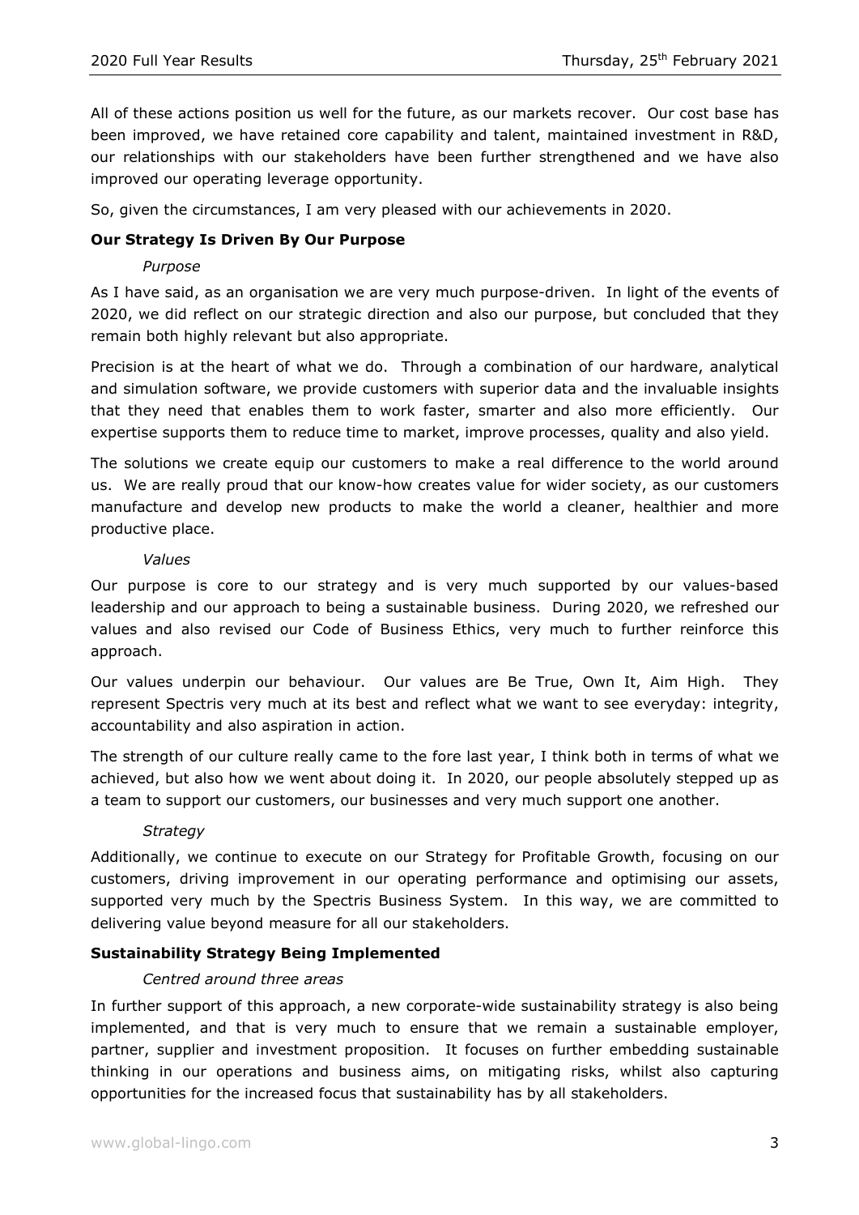All of these actions position us well for the future, as our markets recover. Our cost base has been improved, we have retained core capability and talent, maintained investment in R&D, our relationships with our stakeholders have been further strengthened and we have also improved our operating leverage opportunity.

So, given the circumstances, I am very pleased with our achievements in 2020.

**Our Strategy Is Driven By Our Purpose**

*Purpose*

As I have said, as an organisation we are very much purpose-driven. In light of the events of 2020, we did reflect on our strategic direction and also our purpose, but concluded that they remain both highly relevant but also appropriate.

Precision is at the heart of what we do. Through a combination of our hardware, analytical and simulation software, we provide customers with superior data and the invaluable insights that they need that enables them to work faster, smarter and also more efficiently. Our expertise supports them to reduce time to market, improve processes, quality and also yield.

The solutions we create equip our customers to make a real difference to the world around us. We are really proud that our know-how creates value for wider society, as our customers manufacture and develop new products to make the world a cleaner, healthier and more productive place.

*Values*

Our purpose is core to our strategy and is very much supported by our values-based leadership and our approach to being a sustainable business. During 2020, we refreshed our values and also revised our Code of Business Ethics, very much to further reinforce this approach.

Our values underpin our behaviour. Our values are Be True, Own It, Aim High. They represent Spectris very much at its best and reflect what we want to see everyday: integrity, accountability and also aspiration in action.

The strength of our culture really came to the fore last year, I think both in terms of what we achieved, but also how we went about doing it. In 2020, our people absolutely stepped up as a team to support our customers, our businesses and very much support one another.

*Strategy*

Additionally, we continue to execute on our Strategy for Profitable Growth, focusing on our customers, driving improvement in our operating performance and optimising our assets, supported very much by the Spectris Business System. In this way, we are committed to delivering value beyond measure for all our stakeholders.

**Sustainability Strategy Being Implemented**

*Centred around three areas*

In further support of this approach, a new corporate-wide sustainability strategy is also being implemented, and that is very much to ensure that we remain a sustainable employer, partner, supplier and investment proposition. It focuses on further embedding sustainable thinking in our operations and business aims, on mitigating risks, whilst also capturing opportunities for the increased focus that sustainability has by all stakeholders.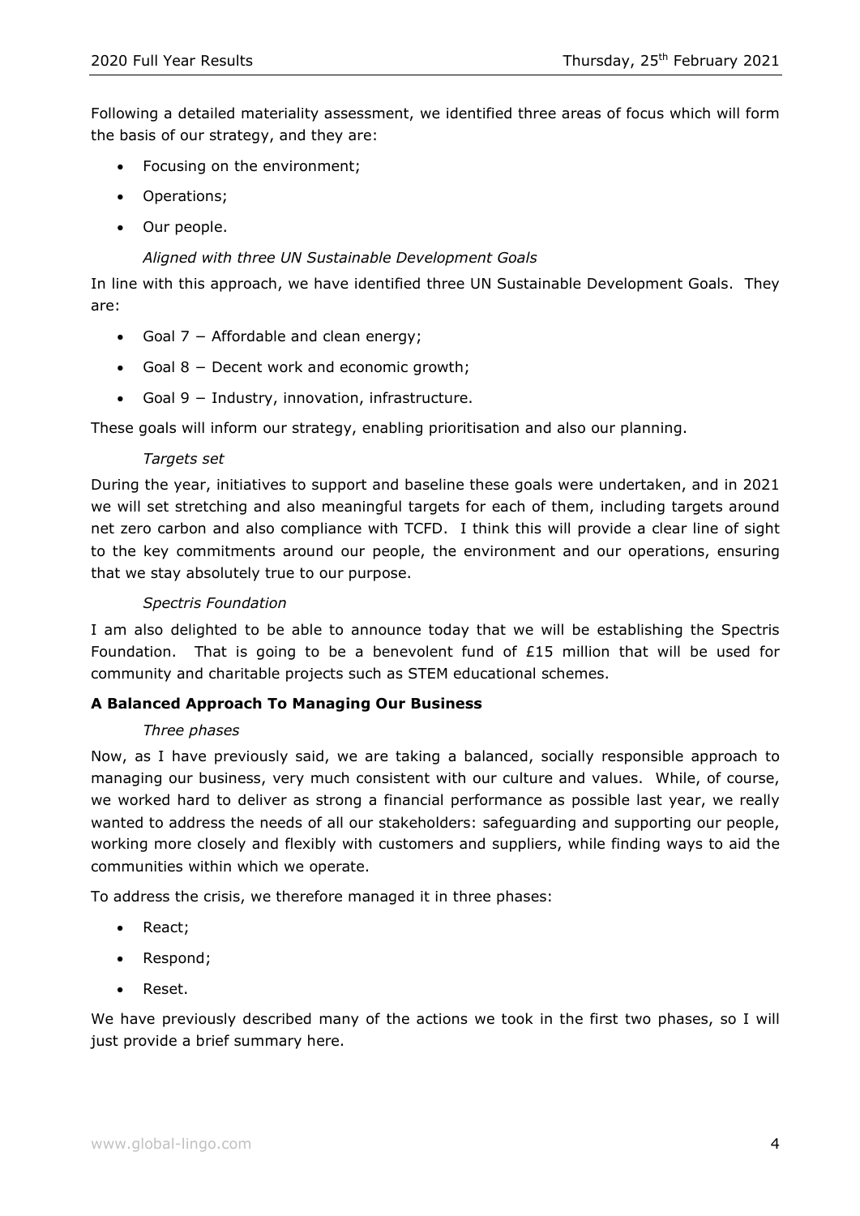Following a detailed materiality assessment, we identified three areas of focus which will form the basis of our strategy, and they are:

- Focusing on the environment;
- Operations;
- Our people.

*Aligned with three UN Sustainable Development Goals*

In line with this approach, we have identified three UN Sustainable Development Goals. They are:

- Goal 7 – Affordable and clean energy;
- Goal 8 – Decent work and economic growth;
- Goal 9 – Industry, innovation, infrastructure.

These goals will inform our strategy, enabling prioritisation and also our planning.

*Targets set*

During the year, initiatives to support and baseline these goals were undertaken, and in 2021 we will set stretching and also meaningful targets for each of them, including targets around net zero carbon and also compliance with TCFD. I think this will provide a clear line of sight to the key commitments around our people, the environment and our operations, ensuring that we stay absolutely true to our purpose.

*Spectris Foundation*

I am also delighted to be able to announce today that we will be establishing the Spectris Foundation. That is going to be a benevolent fund of £15 million that will be used for community and charitable projects such as STEM educational schemes.

**A Balanced Approach To Managing Our Business**

*Three phases*

Now, as I have previously said, we are taking a balanced, socially responsible approach to managing our business, very much consistent with our culture and values. While, of course, we worked hard to deliver as strong a financial performance as possible last year, we really wanted to address the needs of all our stakeholders: safeguarding and supporting our people, working more closely and flexibly with customers and suppliers, while finding ways to aid the communities within which we operate.

To address the crisis, we therefore managed it in three phases:

- React;
- Respond;
- Reset.

We have previously described many of the actions we took in the first two phases, so I will just provide a brief summary here.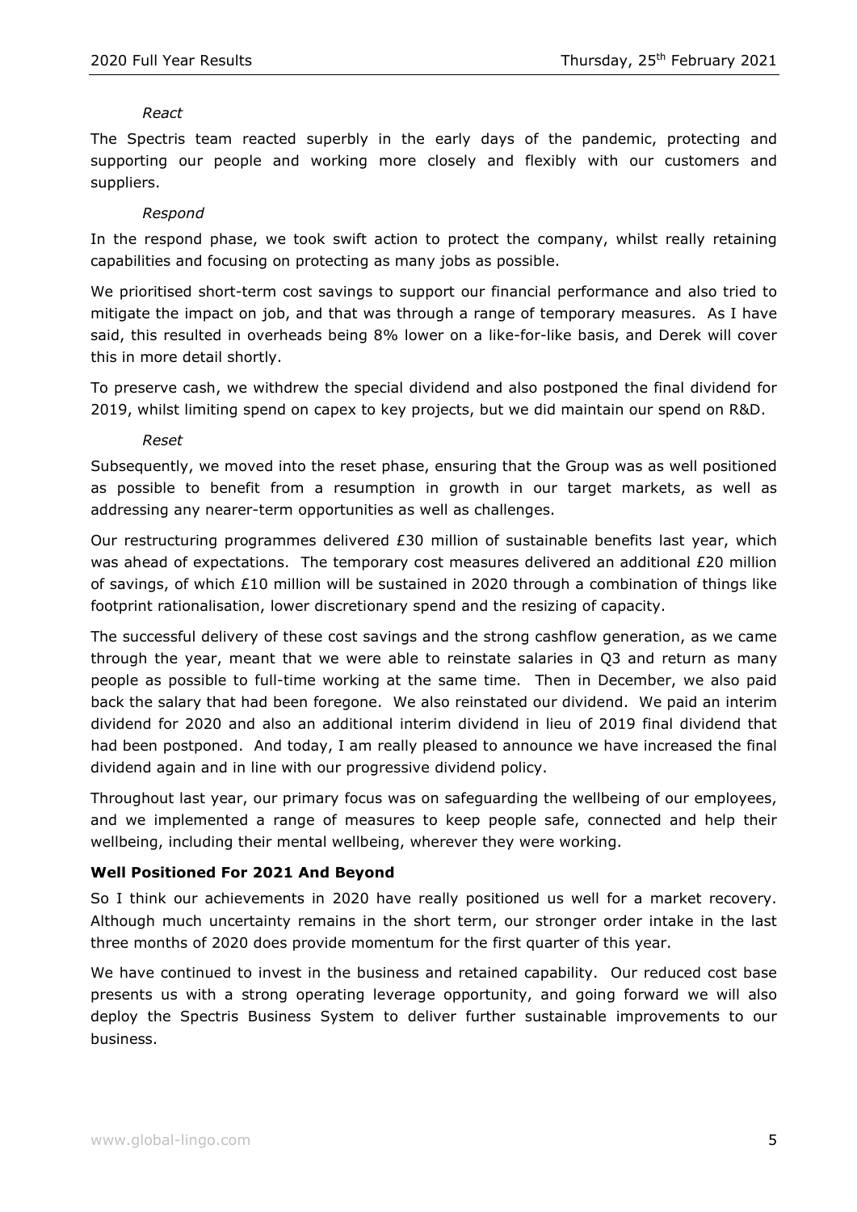*React*

The Spectris team reacted superbly in the early days of the pandemic, protecting and supporting our people and working more closely and flexibly with our customers and suppliers.

*Respond*

In the respond phase, we took swift action to protect the company, whilst really retaining capabilities and focusing on protecting as many jobs as possible.

We prioritised short-term cost savings to support our financial performance and also tried to mitigate the impact on job, and that was through a range of temporary measures. As I have said, this resulted in overheads being 8% lower on a like-for-like basis, and Derek will cover this in more detail shortly.

To preserve cash, we withdrew the special dividend and also postponed the final dividend for 2019, whilst limiting spend on capex to key projects, but we did maintain our spend on R&D.

*Reset*

Subsequently, we moved into the reset phase, ensuring that the Group was as well positioned as possible to benefit from a resumption in growth in our target markets, as well as addressing any nearer-term opportunities as well as challenges.

Our restructuring programmes delivered £30 million of sustainable benefits last year, which was ahead of expectations. The temporary cost measures delivered an additional £20 million of savings, of which £10 million will be sustained in 2020 through a combination of things like footprint rationalisation, lower discretionary spend and the resizing of capacity.

The successful delivery of these cost savings and the strong cashflow generation, as we came through the year, meant that we were able to reinstate salaries in Q3 and return as many people as possible to full-time working at the same time. Then in December, we also paid back the salary that had been foregone. We also reinstated our dividend. We paid an interim dividend for 2020 and also an additional interim dividend in lieu of 2019 final dividend that had been postponed. And today, I am really pleased to announce we have increased the final dividend again and in line with our progressive dividend policy.

Throughout last year, our primary focus was on safeguarding the wellbeing of our employees, and we implemented a range of measures to keep people safe, connected and help their wellbeing, including their mental wellbeing, wherever they were working.

**Well Positioned For 2021 And Beyond**

So I think our achievements in 2020 have really positioned us well for a market recovery. Although much uncertainty remains in the short term, our stronger order intake in the last three months of 2020 does provide momentum for the first quarter of this year.

We have continued to invest in the business and retained capability. Our reduced cost base presents us with a strong operating leverage opportunity, and going forward we will also deploy the Spectris Business System to deliver further sustainable improvements to our business.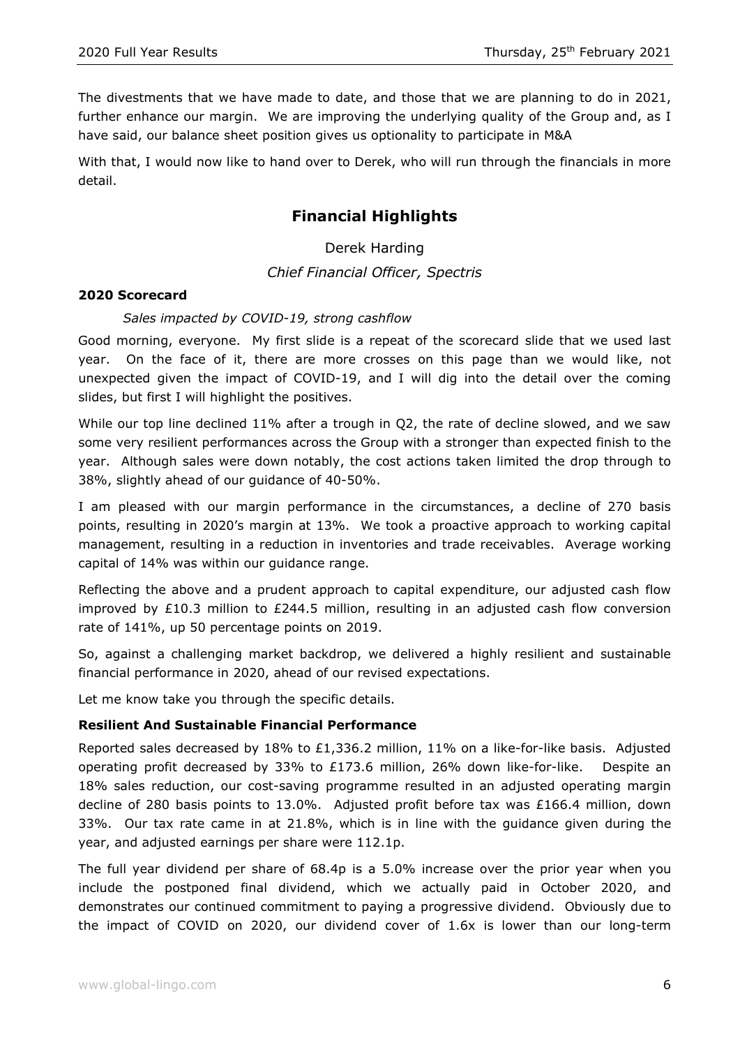The divestments that we have made to date, and those that we are planning to do in 2021, further enhance our margin. We are improving the underlying quality of the Group and, as I have said, our balance sheet position gives us optionality to participate in M&A

With that, I would now like to hand over to Derek, who will run through the financials in more detail.

## Financial Highlights

Derek Harding

*Chief Financial Officer, Spectris*

### 2020 Scorecard

*Sales impacted by COVID-19, strong cashflow*

Good morning, everyone. My first slide is a repeat of the scorecard slide that we used last year. On the face of it, there are more crosses on this page than we would like, not unexpected given the impact of COVID-19, and I will dig into the detail over the coming slides, but first I will highlight the positives.

While our top line declined 11% after a trough in Q2, the rate of decline slowed, and we saw some very resilient performances across the Group with a stronger than expected finish to the year. Although sales were down notably, the cost actions taken limited the drop through to 38%, slightly ahead of our guidance of 40-50%.

I am pleased with our margin performance in the circumstances, a decline of 270 basis points, resulting in 2020's margin at 13%. We took a proactive approach to working capital management, resulting in a reduction in inventories and trade receivables. Average working capital of 14% was within our guidance range.

Reflecting the above and a prudent approach to capital expenditure, our adjusted cash flow improved by £10.3 million to £244.5 million, resulting in an adjusted cash flow conversion rate of 141%, up 50 percentage points on 2019.

So, against a challenging market backdrop, we delivered a highly resilient and sustainable financial performance in 2020, ahead of our revised expectations.

Let me know take you through the specific details.

### Resilient And Sustainable Financial Performance

Reported sales decreased by 18% to £1,336.2 million, 11% on a like-for-like basis. Adjusted operating profit decreased by 33% to £173.6 million, 26% down like-for-like. Despite an 18% sales reduction, our cost-saving programme resulted in an adjusted operating margin decline of 280 basis points to 13.0%. Adjusted profit before tax was £166.4 million, down 33%. Our tax rate came in at 21.8%, which is in line with the guidance given during the year, and adjusted earnings per share were 112.1p.

The full year dividend per share of 68.4p is a 5.0% increase over the prior year when you include the postponed final dividend, which we actually paid in October 2020, and demonstrates our continued commitment to paying a progressive dividend. Obviously due to the impact of COVID on 2020, our dividend cover of 1.6x is lower than our long-term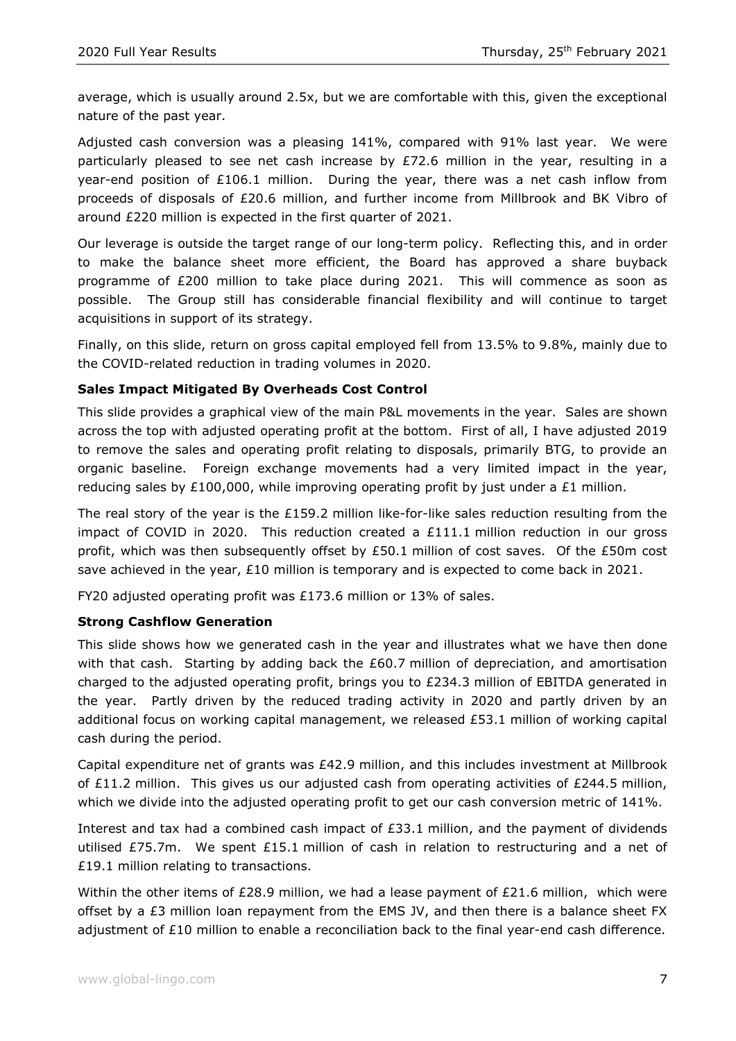average, which is usually around 2.5x, but we are comfortable with this, given the exceptional nature of the past year.

Adjusted cash conversion was a pleasing 141%, compared with 91% last year. We were particularly pleased to see net cash increase by £72.6 million in the year, resulting in a year-end position of £106.1 million. During the year, there was a net cash inflow from proceeds of disposals of £20.6 million, and further income from Millbrook and BK Vibro of around £220 million is expected in the first quarter of 2021.

Our leverage is outside the target range of our long-term policy. Reflecting this, and in order to make the balance sheet more efficient, the Board has approved a share buyback programme of £200 million to take place during 2021. This will commence as soon as possible. The Group still has considerable financial flexibility and will continue to target acquisitions in support of its strategy.

Finally, on this slide, return on gross capital employed fell from 13.5% to 9.8%, mainly due to the COVID-related reduction in trading volumes in 2020.

**Sales Impact Mitigated By Overheads Cost Control**

This slide provides a graphical view of the main P&L movements in the year. Sales are shown across the top with adjusted operating profit at the bottom. First of all, I have adjusted 2019 to remove the sales and operating profit relating to disposals, primarily BTG, to provide an organic baseline. Foreign exchange movements had a very limited impact in the year, reducing sales by £100,000, while improving operating profit by just under a £1 million.

The real story of the year is the £159.2 million like-for-like sales reduction resulting from the impact of COVID in 2020. This reduction created a £111.1 million reduction in our gross profit, which was then subsequently offset by £50.1 million of cost saves. Of the £50m cost save achieved in the year, £10 million is temporary and is expected to come back in 2021.

FY20 adjusted operating profit was £173.6 million or 13% of sales.

**Strong Cashflow Generation**

This slide shows how we generated cash in the year and illustrates what we have then done with that cash. Starting by adding back the £60.7 million of depreciation, and amortisation charged to the adjusted operating profit, brings you to £234.3 million of EBITDA generated in the year. Partly driven by the reduced trading activity in 2020 and partly driven by an additional focus on working capital management, we released £53.1 million of working capital cash during the period.

Capital expenditure net of grants was £42.9 million, and this includes investment at Millbrook of £11.2 million. This gives us our adjusted cash from operating activities of £244.5 million, which we divide into the adjusted operating profit to get our cash conversion metric of 141%.

Interest and tax had a combined cash impact of £33.1 million, and the payment of dividends utilised £75.7m. We spent £15.1 million of cash in relation to restructuring and a net of £19.1 million relating to transactions.

Within the other items of £28.9 million, we had a lease payment of £21.6 million, which were offset by a £3 million loan repayment from the EMS JV, and then there is a balance sheet FX adjustment of £10 million to enable a reconciliation back to the final year-end cash difference.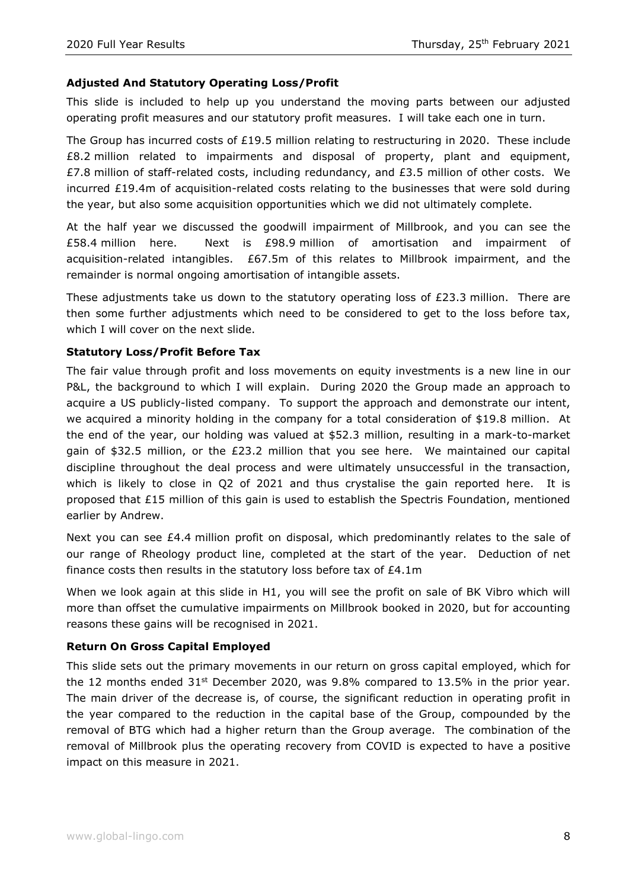### Adjusted And Statutory Operating Loss/Profit

This slide is included to help up you understand the moving parts between our adjusted operating profit measures and our statutory profit measures. I will take each one in turn.

The Group has incurred costs of £19.5 million relating to restructuring in 2020. These include £8.2 million related to impairments and disposal of property, plant and equipment, £7.8 million of staff-related costs, including redundancy, and £3.5 million of other costs. We incurred £19.4m of acquisition-related costs relating to the businesses that were sold during the year, but also some acquisition opportunities which we did not ultimately complete.

At the half year we discussed the goodwill impairment of Millbrook, and you can see the £58.4 million here. Next is £98.9 million of amortisation and impairment of acquisition-related intangibles. £67.5m of this relates to Millbrook impairment, and the remainder is normal ongoing amortisation of intangible assets.

These adjustments take us down to the statutory operating loss of £23.3 million. There are then some further adjustments which need to be considered to get to the loss before tax, which I will cover on the next slide.

### Statutory Loss/Profit Before Tax

The fair value through profit and loss movements on equity investments is a new line in our P&L, the background to which I will explain. During 2020 the Group made an approach to acquire a US publicly-listed company. To support the approach and demonstrate our intent, we acquired a minority holding in the company for a total consideration of $19.8 million. At the end of the year, our holding was valued at $52.3 million, resulting in a mark-to-market gain of $32.5 million, or the £23.2 million that you see here. We maintained our capital discipline throughout the deal process and were ultimately unsuccessful in the transaction, which is likely to close in Q2 of 2021 and thus crystalise the gain reported here. It is proposed that £15 million of this gain is used to establish the Spectris Foundation, mentioned earlier by Andrew.

Next you can see £4.4 million profit on disposal, which predominantly relates to the sale of our range of Rheology product line, completed at the start of the year. Deduction of net finance costs then results in the statutory loss before tax of £4.1m

When we look again at this slide in H1, you will see the profit on sale of BK Vibro which will more than offset the cumulative impairments on Millbrook booked in 2020, but for accounting reasons these gains will be recognised in 2021.

### Return On Gross Capital Employed

This slide sets out the primary movements in our return on gross capital employed, which for the 12 months ended 31st December 2020, was 9.8% compared to 13.5% in the prior year. The main driver of the decrease is, of course, the significant reduction in operating profit in the year compared to the reduction in the capital base of the Group, compounded by the removal of BTG which had a higher return than the Group average. The combination of the removal of Millbrook plus the operating recovery from COVID is expected to have a positive impact on this measure in 2021.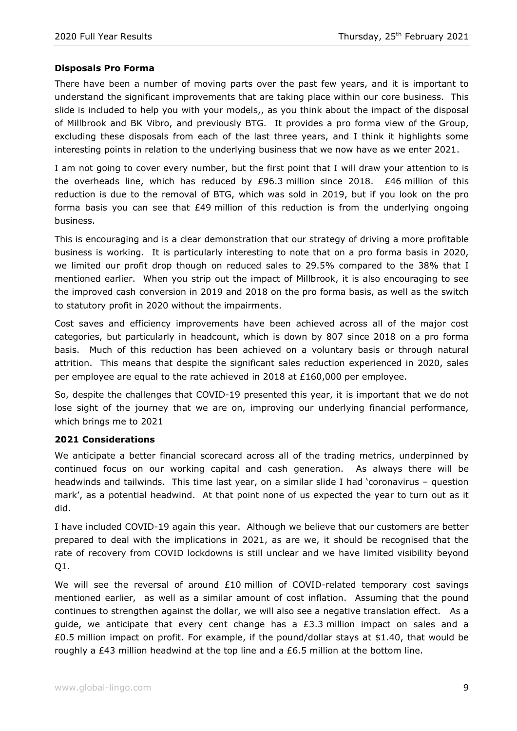**Disposals Pro Forma**

There have been a number of moving parts over the past few years, and it is important to understand the significant improvements that are taking place within our core business. This slide is included to help you with your models,, as you think about the impact of the disposal of Millbrook and BK Vibro, and previously BTG. It provides a pro forma view of the Group, excluding these disposals from each of the last three years, and I think it highlights some interesting points in relation to the underlying business that we now have as we enter 2021.

I am not going to cover every number, but the first point that I will draw your attention to is the overheads line, which has reduced by £96.3 million since 2018. £46 million of this reduction is due to the removal of BTG, which was sold in 2019, but if you look on the pro forma basis you can see that £49 million of this reduction is from the underlying ongoing business.

This is encouraging and is a clear demonstration that our strategy of driving a more profitable business is working. It is particularly interesting to note that on a pro forma basis in 2020, we limited our profit drop though on reduced sales to 29.5% compared to the 38% that I mentioned earlier. When you strip out the impact of Millbrook, it is also encouraging to see the improved cash conversion in 2019 and 2018 on the pro forma basis, as well as the switch to statutory profit in 2020 without the impairments.

Cost saves and efficiency improvements have been achieved across all of the major cost categories, but particularly in headcount, which is down by 807 since 2018 on a pro forma basis. Much of this reduction has been achieved on a voluntary basis or through natural attrition. This means that despite the significant sales reduction experienced in 2020, sales per employee are equal to the rate achieved in 2018 at £160,000 per employee.

So, despite the challenges that COVID-19 presented this year, it is important that we do not lose sight of the journey that we are on, improving our underlying financial performance, which brings me to 2021

**2021 Considerations**

We anticipate a better financial scorecard across all of the trading metrics, underpinned by continued focus on our working capital and cash generation. As always there will be headwinds and tailwinds. This time last year, on a similar slide I had 'coronavirus – question mark', as a potential headwind. At that point none of us expected the year to turn out as it did.

I have included COVID-19 again this year. Although we believe that our customers are better prepared to deal with the implications in 2021, as are we, it should be recognised that the rate of recovery from COVID lockdowns is still unclear and we have limited visibility beyond Q1.

We will see the reversal of around £10 million of COVID-related temporary cost savings mentioned earlier, as well as a similar amount of cost inflation. Assuming that the pound continues to strengthen against the dollar, we will also see a negative translation effect. As a guide, we anticipate that every cent change has a £3.3 million impact on sales and a £0.5 million impact on profit. For example, if the pound/dollar stays at $1.40, that would be roughly a £43 million headwind at the top line and a £6.5 million at the bottom line.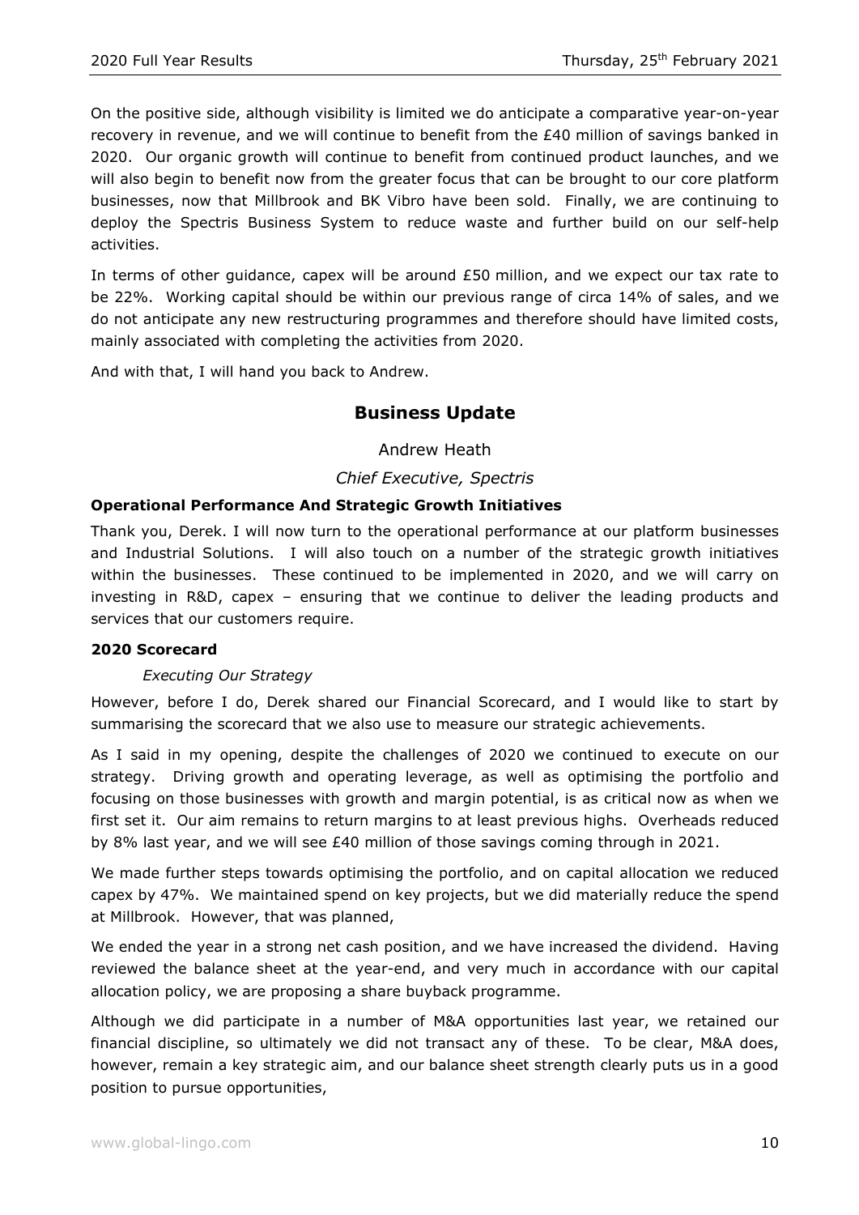On the positive side, although visibility is limited we do anticipate a comparative year-on-year recovery in revenue, and we will continue to benefit from the £40 million of savings banked in 2020. Our organic growth will continue to benefit from continued product launches, and we will also begin to benefit now from the greater focus that can be brought to our core platform businesses, now that Millbrook and BK Vibro have been sold. Finally, we are continuing to deploy the Spectris Business System to reduce waste and further build on our self-help activities.

In terms of other guidance, capex will be around £50 million, and we expect our tax rate to be 22%. Working capital should be within our previous range of circa 14% of sales, and we do not anticipate any new restructuring programmes and therefore should have limited costs, mainly associated with completing the activities from 2020.

And with that, I will hand you back to Andrew.

## Business Update

Andrew Heath

*Chief Executive, Spectris*

### Operational Performance And Strategic Growth Initiatives

Thank you, Derek. I will now turn to the operational performance at our platform businesses and Industrial Solutions. I will also touch on a number of the strategic growth initiatives within the businesses. These continued to be implemented in 2020, and we will carry on investing in R&D, capex – ensuring that we continue to deliver the leading products and services that our customers require.

### 2020 Scorecard

*Executing Our Strategy*

However, before I do, Derek shared our Financial Scorecard, and I would like to start by summarising the scorecard that we also use to measure our strategic achievements.

As I said in my opening, despite the challenges of 2020 we continued to execute on our strategy. Driving growth and operating leverage, as well as optimising the portfolio and focusing on those businesses with growth and margin potential, is as critical now as when we first set it. Our aim remains to return margins to at least previous highs. Overheads reduced by 8% last year, and we will see £40 million of those savings coming through in 2021.

We made further steps towards optimising the portfolio, and on capital allocation we reduced capex by 47%. We maintained spend on key projects, but we did materially reduce the spend at Millbrook. However, that was planned,

We ended the year in a strong net cash position, and we have increased the dividend. Having reviewed the balance sheet at the year-end, and very much in accordance with our capital allocation policy, we are proposing a share buyback programme.

Although we did participate in a number of M&A opportunities last year, we retained our financial discipline, so ultimately we did not transact any of these. To be clear, M&A does, however, remain a key strategic aim, and our balance sheet strength clearly puts us in a good position to pursue opportunities,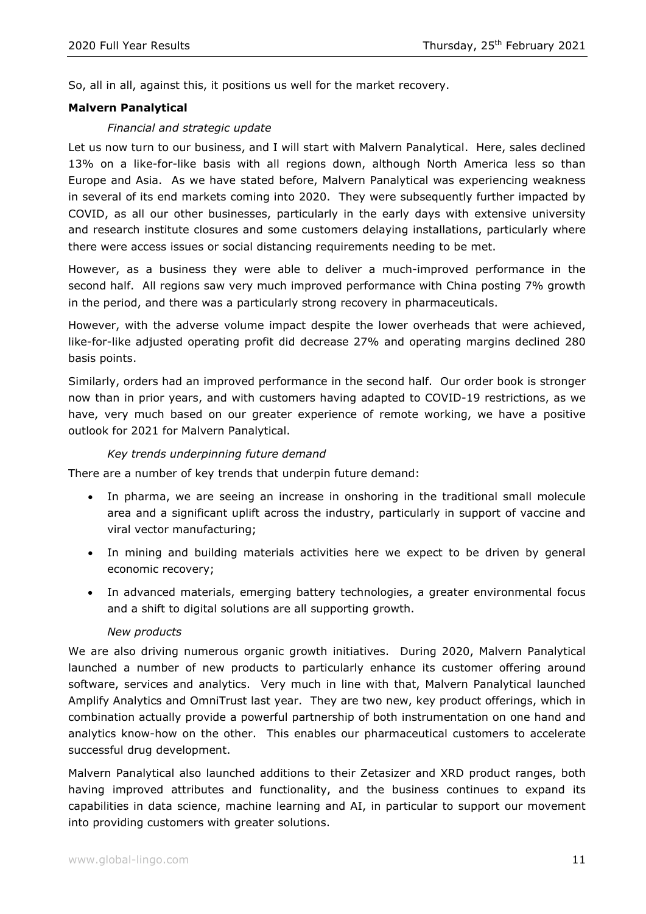So, all in all, against this, it positions us well for the market recovery.

**Malvern Panalytical**

*Financial and strategic update*

Let us now turn to our business, and I will start with Malvern Panalytical. Here, sales declined 13% on a like-for-like basis with all regions down, although North America less so than Europe and Asia. As we have stated before, Malvern Panalytical was experiencing weakness in several of its end markets coming into 2020. They were subsequently further impacted by COVID, as all our other businesses, particularly in the early days with extensive university and research institute closures and some customers delaying installations, particularly where there were access issues or social distancing requirements needing to be met.

However, as a business they were able to deliver a much-improved performance in the second half. All regions saw very much improved performance with China posting 7% growth in the period, and there was a particularly strong recovery in pharmaceuticals.

However, with the adverse volume impact despite the lower overheads that were achieved, like-for-like adjusted operating profit did decrease 27% and operating margins declined 280 basis points.

Similarly, orders had an improved performance in the second half. Our order book is stronger now than in prior years, and with customers having adapted to COVID-19 restrictions, as we have, very much based on our greater experience of remote working, we have a positive outlook for 2021 for Malvern Panalytical.

*Key trends underpinning future demand*

There are a number of key trends that underpin future demand:

- In pharma, we are seeing an increase in onshoring in the traditional small molecule area and a significant uplift across the industry, particularly in support of vaccine and viral vector manufacturing;
- In mining and building materials activities here we expect to be driven by general economic recovery;
- In advanced materials, emerging battery technologies, a greater environmental focus and a shift to digital solutions are all supporting growth.

*New products*

We are also driving numerous organic growth initiatives. During 2020, Malvern Panalytical launched a number of new products to particularly enhance its customer offering around software, services and analytics. Very much in line with that, Malvern Panalytical launched Amplify Analytics and OmniTrust last year. They are two new, key product offerings, which in combination actually provide a powerful partnership of both instrumentation on one hand and analytics know-how on the other. This enables our pharmaceutical customers to accelerate successful drug development.

Malvern Panalytical also launched additions to their Zetasizer and XRD product ranges, both having improved attributes and functionality, and the business continues to expand its capabilities in data science, machine learning and AI, in particular to support our movement into providing customers with greater solutions.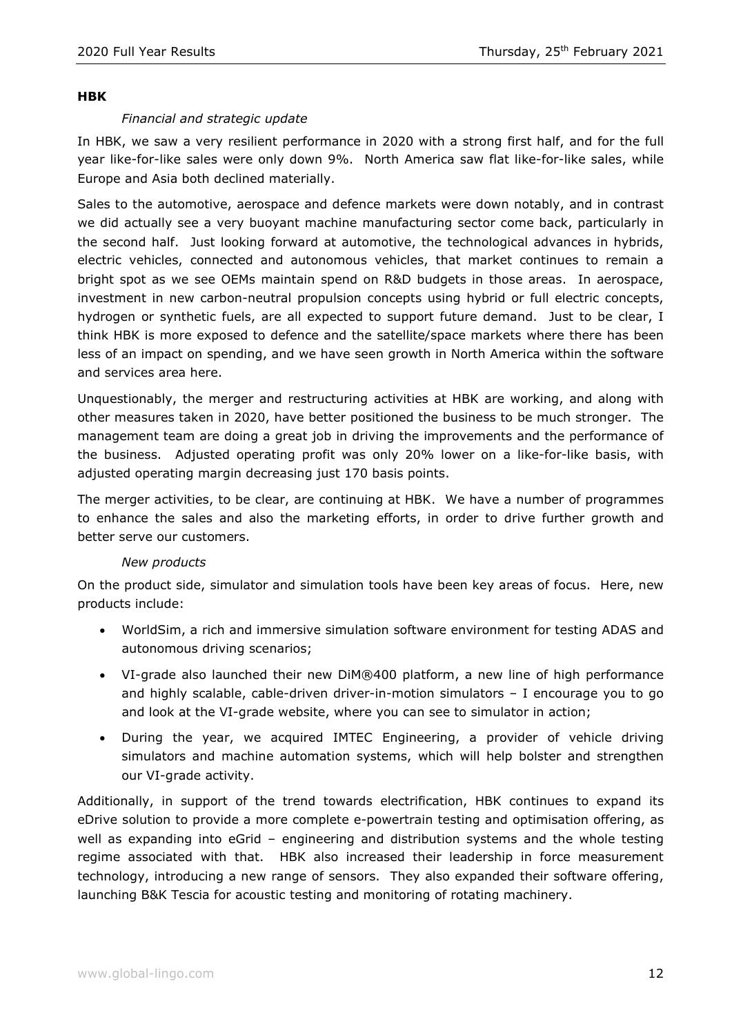**HBK**

*Financial and strategic update*

In HBK, we saw a very resilient performance in 2020 with a strong first half, and for the full year like-for-like sales were only down 9%. North America saw flat like-for-like sales, while Europe and Asia both declined materially.

Sales to the automotive, aerospace and defence markets were down notably, and in contrast we did actually see a very buoyant machine manufacturing sector come back, particularly in the second half. Just looking forward at automotive, the technological advances in hybrids, electric vehicles, connected and autonomous vehicles, that market continues to remain a bright spot as we see OEMs maintain spend on R&D budgets in those areas. In aerospace, investment in new carbon-neutral propulsion concepts using hybrid or full electric concepts, hydrogen or synthetic fuels, are all expected to support future demand. Just to be clear, I think HBK is more exposed to defence and the satellite/space markets where there has been less of an impact on spending, and we have seen growth in North America within the software and services area here.

Unquestionably, the merger and restructuring activities at HBK are working, and along with other measures taken in 2020, have better positioned the business to be much stronger. The management team are doing a great job in driving the improvements and the performance of the business. Adjusted operating profit was only 20% lower on a like-for-like basis, with adjusted operating margin decreasing just 170 basis points.

The merger activities, to be clear, are continuing at HBK. We have a number of programmes to enhance the sales and also the marketing efforts, in order to drive further growth and better serve our customers.

*New products*

On the product side, simulator and simulation tools have been key areas of focus. Here, new products include:

- WorldSim, a rich and immersive simulation software environment for testing ADAS and autonomous driving scenarios;
- VI-grade also launched their new DiM®400 platform, a new line of high performance and highly scalable, cable-driven driver-in-motion simulators – I encourage you to go and look at the VI-grade website, where you can see to simulator in action;
- During the year, we acquired IMTEC Engineering, a provider of vehicle driving simulators and machine automation systems, which will help bolster and strengthen our VI-grade activity.

Additionally, in support of the trend towards electrification, HBK continues to expand its eDrive solution to provide a more complete e-powertrain testing and optimisation offering, as well as expanding into eGrid – engineering and distribution systems and the whole testing regime associated with that. HBK also increased their leadership in force measurement technology, introducing a new range of sensors. They also expanded their software offering, launching B&K Tescia for acoustic testing and monitoring of rotating machinery.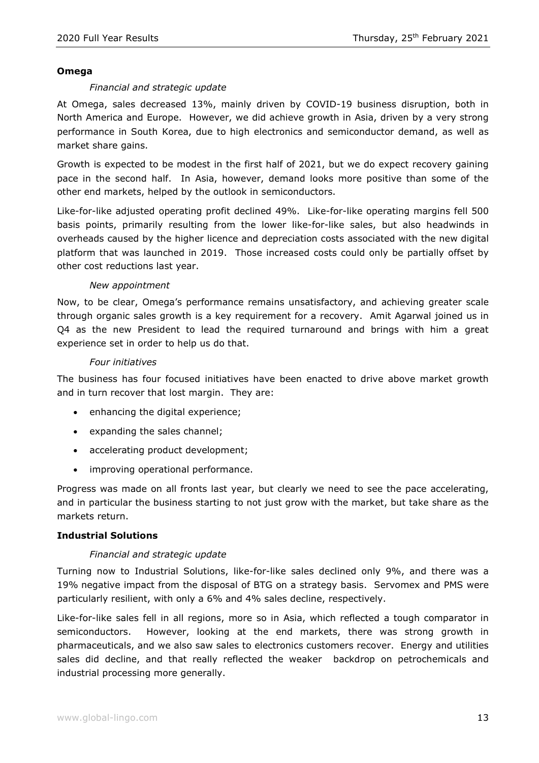**Omega**

*Financial and strategic update*

At Omega, sales decreased 13%, mainly driven by COVID-19 business disruption, both in North America and Europe. However, we did achieve growth in Asia, driven by a very strong performance in South Korea, due to high electronics and semiconductor demand, as well as market share gains.

Growth is expected to be modest in the first half of 2021, but we do expect recovery gaining pace in the second half. In Asia, however, demand looks more positive than some of the other end markets, helped by the outlook in semiconductors.

Like-for-like adjusted operating profit declined 49%. Like-for-like operating margins fell 500 basis points, primarily resulting from the lower like-for-like sales, but also headwinds in overheads caused by the higher licence and depreciation costs associated with the new digital platform that was launched in 2019. Those increased costs could only be partially offset by other cost reductions last year.

*New appointment*

Now, to be clear, Omega's performance remains unsatisfactory, and achieving greater scale through organic sales growth is a key requirement for a recovery. Amit Agarwal joined us in Q4 as the new President to lead the required turnaround and brings with him a great experience set in order to help us do that.

*Four initiatives*

The business has four focused initiatives have been enacted to drive above market growth and in turn recover that lost margin. They are:

- enhancing the digital experience;
- expanding the sales channel;
- accelerating product development;
- improving operational performance.

Progress was made on all fronts last year, but clearly we need to see the pace accelerating, and in particular the business starting to not just grow with the market, but take share as the markets return.

**Industrial Solutions**

*Financial and strategic update*

Turning now to Industrial Solutions, like-for-like sales declined only 9%, and there was a 19% negative impact from the disposal of BTG on a strategy basis. Servomex and PMS were particularly resilient, with only a 6% and 4% sales decline, respectively.

Like-for-like sales fell in all regions, more so in Asia, which reflected a tough comparator in semiconductors. However, looking at the end markets, there was strong growth in pharmaceuticals, and we also saw sales to electronics customers recover. Energy and utilities sales did decline, and that really reflected the weaker backdrop on petrochemicals and industrial processing more generally.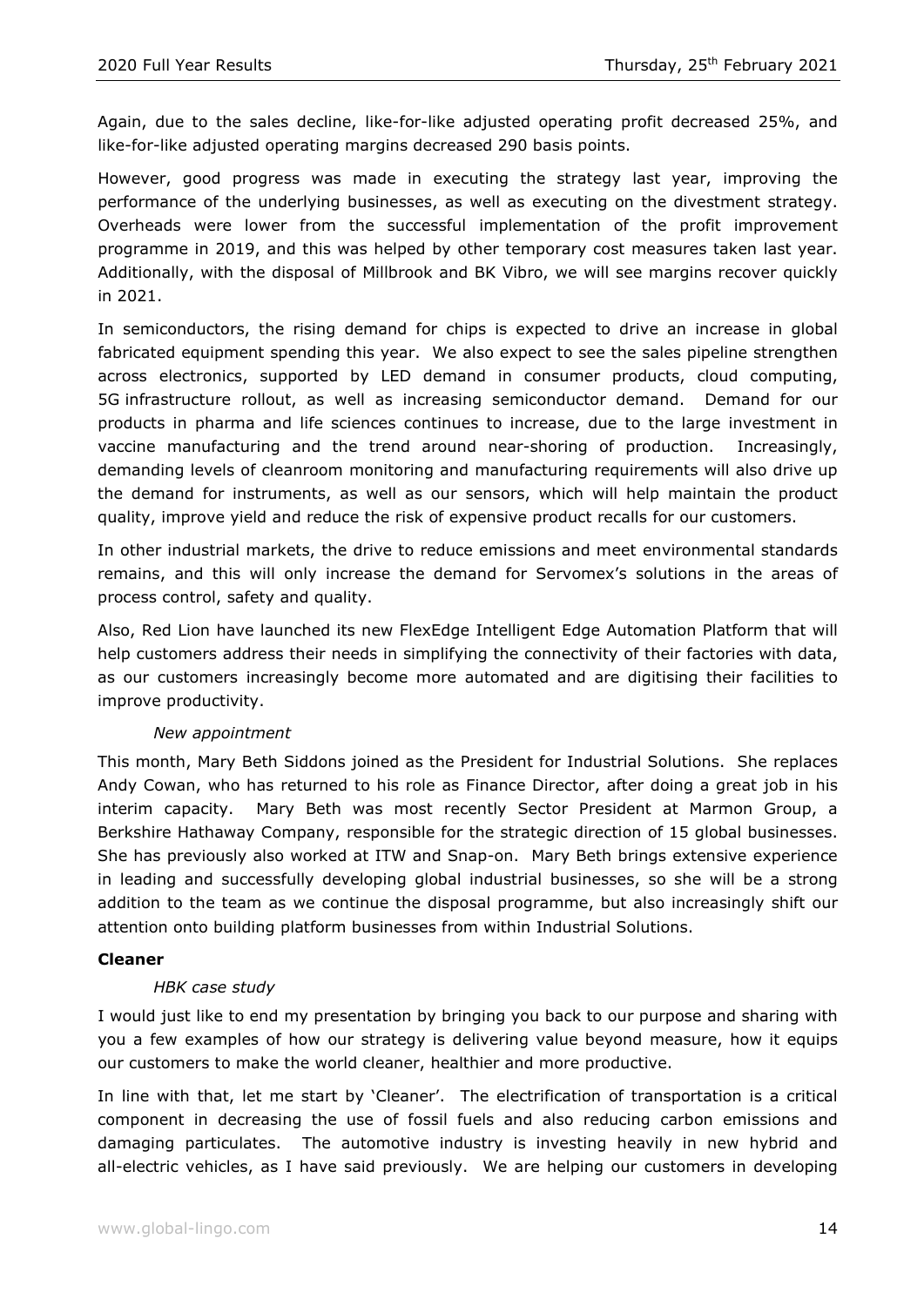Again, due to the sales decline, like-for-like adjusted operating profit decreased 25%, and like-for-like adjusted operating margins decreased 290 basis points.

However, good progress was made in executing the strategy last year, improving the performance of the underlying businesses, as well as executing on the divestment strategy. Overheads were lower from the successful implementation of the profit improvement programme in 2019, and this was helped by other temporary cost measures taken last year. Additionally, with the disposal of Millbrook and BK Vibro, we will see margins recover quickly in 2021.

In semiconductors, the rising demand for chips is expected to drive an increase in global fabricated equipment spending this year. We also expect to see the sales pipeline strengthen across electronics, supported by LED demand in consumer products, cloud computing, 5G infrastructure rollout, as well as increasing semiconductor demand. Demand for our products in pharma and life sciences continues to increase, due to the large investment in vaccine manufacturing and the trend around near-shoring of production. Increasingly, demanding levels of cleanroom monitoring and manufacturing requirements will also drive up the demand for instruments, as well as our sensors, which will help maintain the product quality, improve yield and reduce the risk of expensive product recalls for our customers.

In other industrial markets, the drive to reduce emissions and meet environmental standards remains, and this will only increase the demand for Servomex's solutions in the areas of process control, safety and quality.

Also, Red Lion have launched its new FlexEdge Intelligent Edge Automation Platform that will help customers address their needs in simplifying the connectivity of their factories with data, as our customers increasingly become more automated and are digitising their facilities to improve productivity.

*New appointment*

This month, Mary Beth Siddons joined as the President for Industrial Solutions. She replaces Andy Cowan, who has returned to his role as Finance Director, after doing a great job in his interim capacity. Mary Beth was most recently Sector President at Marmon Group, a Berkshire Hathaway Company, responsible for the strategic direction of 15 global businesses. She has previously also worked at ITW and Snap-on. Mary Beth brings extensive experience in leading and successfully developing global industrial businesses, so she will be a strong addition to the team as we continue the disposal programme, but also increasingly shift our attention onto building platform businesses from within Industrial Solutions.

**Cleaner**

*HBK case study*

I would just like to end my presentation by bringing you back to our purpose and sharing with you a few examples of how our strategy is delivering value beyond measure, how it equips our customers to make the world cleaner, healthier and more productive.

In line with that, let me start by 'Cleaner'. The electrification of transportation is a critical component in decreasing the use of fossil fuels and also reducing carbon emissions and damaging particulates. The automotive industry is investing heavily in new hybrid and all-electric vehicles, as I have said previously. We are helping our customers in developing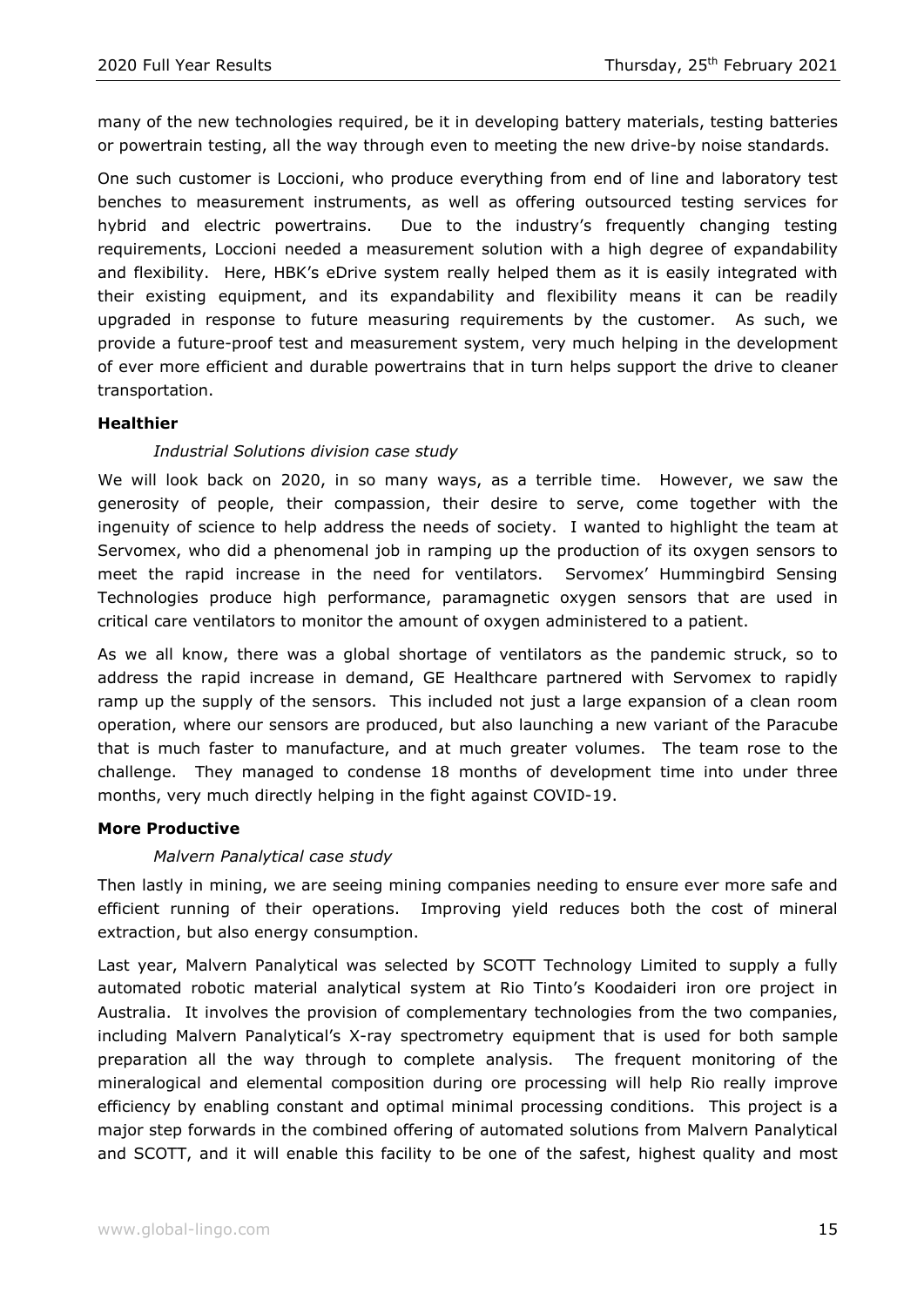many of the new technologies required, be it in developing battery materials, testing batteries or powertrain testing, all the way through even to meeting the new drive-by noise standards.

One such customer is Loccioni, who produce everything from end of line and laboratory test benches to measurement instruments, as well as offering outsourced testing services for hybrid and electric powertrains. Due to the industry's frequently changing testing requirements, Loccioni needed a measurement solution with a high degree of expandability and flexibility. Here, HBK's eDrive system really helped them as it is easily integrated with their existing equipment, and its expandability and flexibility means it can be readily upgraded in response to future measuring requirements by the customer. As such, we provide a future-proof test and measurement system, very much helping in the development of ever more efficient and durable powertrains that in turn helps support the drive to cleaner transportation.

**Healthier**

*Industrial Solutions division case study*

We will look back on 2020, in so many ways, as a terrible time. However, we saw the generosity of people, their compassion, their desire to serve, come together with the ingenuity of science to help address the needs of society. I wanted to highlight the team at Servomex, who did a phenomenal job in ramping up the production of its oxygen sensors to meet the rapid increase in the need for ventilators. Servomex' Hummingbird Sensing Technologies produce high performance, paramagnetic oxygen sensors that are used in critical care ventilators to monitor the amount of oxygen administered to a patient.

As we all know, there was a global shortage of ventilators as the pandemic struck, so to address the rapid increase in demand, GE Healthcare partnered with Servomex to rapidly ramp up the supply of the sensors. This included not just a large expansion of a clean room operation, where our sensors are produced, but also launching a new variant of the Paracube that is much faster to manufacture, and at much greater volumes. The team rose to the challenge. They managed to condense 18 months of development time into under three months, very much directly helping in the fight against COVID-19.

**More Productive**

*Malvern Panalytical case study*

Then lastly in mining, we are seeing mining companies needing to ensure ever more safe and efficient running of their operations. Improving yield reduces both the cost of mineral extraction, but also energy consumption.

Last year, Malvern Panalytical was selected by SCOTT Technology Limited to supply a fully automated robotic material analytical system at Rio Tinto's Koodaideri iron ore project in Australia. It involves the provision of complementary technologies from the two companies, including Malvern Panalytical's X-ray spectrometry equipment that is used for both sample preparation all the way through to complete analysis. The frequent monitoring of the mineralogical and elemental composition during ore processing will help Rio really improve efficiency by enabling constant and optimal minimal processing conditions. This project is a major step forwards in the combined offering of automated solutions from Malvern Panalytical and SCOTT, and it will enable this facility to be one of the safest, highest quality and most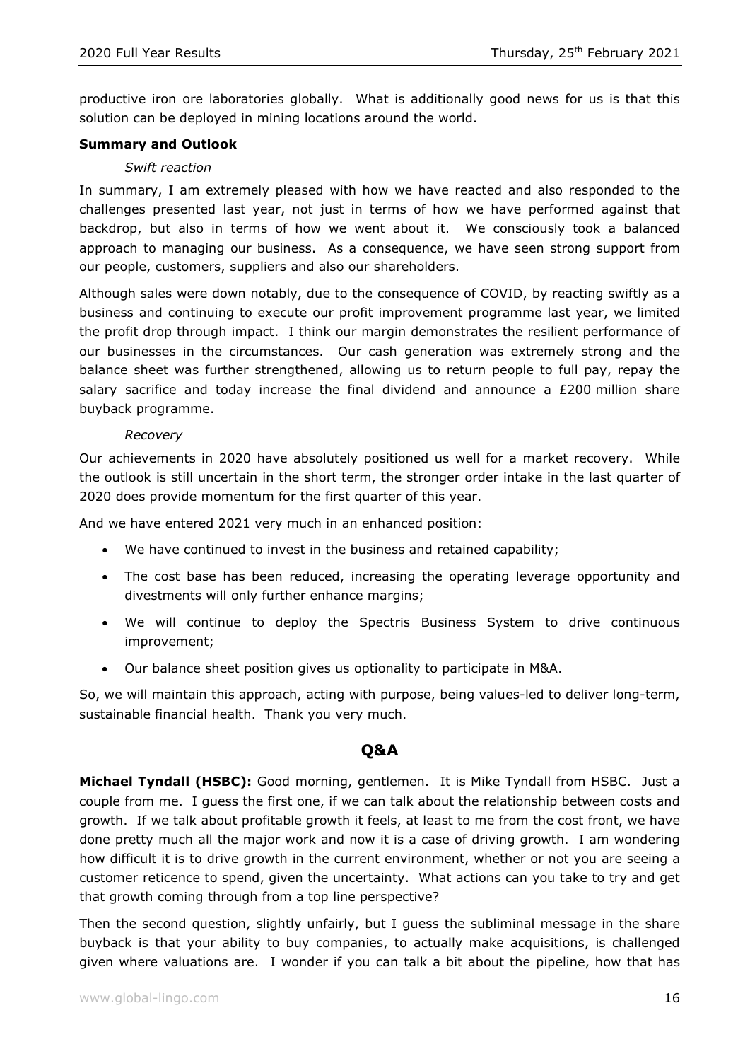productive iron ore laboratories globally. What is additionally good news for us is that this solution can be deployed in mining locations around the world.

**Summary and Outlook**

*Swift reaction*

In summary, I am extremely pleased with how we have reacted and also responded to the challenges presented last year, not just in terms of how we have performed against that backdrop, but also in terms of how we went about it. We consciously took a balanced approach to managing our business. As a consequence, we have seen strong support from our people, customers, suppliers and also our shareholders.

Although sales were down notably, due to the consequence of COVID, by reacting swiftly as a business and continuing to execute our profit improvement programme last year, we limited the profit drop through impact. I think our margin demonstrates the resilient performance of our businesses in the circumstances. Our cash generation was extremely strong and the balance sheet was further strengthened, allowing us to return people to full pay, repay the salary sacrifice and today increase the final dividend and announce a £200 million share buyback programme.

*Recovery*

Our achievements in 2020 have absolutely positioned us well for a market recovery. While the outlook is still uncertain in the short term, the stronger order intake in the last quarter of 2020 does provide momentum for the first quarter of this year.

And we have entered 2021 very much in an enhanced position:

- We have continued to invest in the business and retained capability;
- The cost base has been reduced, increasing the operating leverage opportunity and divestments will only further enhance margins;
- We will continue to deploy the Spectris Business System to drive continuous improvement;
- Our balance sheet position gives us optionality to participate in M&A.

So, we will maintain this approach, acting with purpose, being values-led to deliver long-term, sustainable financial health. Thank you very much.

## Q&A

**Michael Tyndall (HSBC):** Good morning, gentlemen. It is Mike Tyndall from HSBC. Just a couple from me. I guess the first one, if we can talk about the relationship between costs and growth. If we talk about profitable growth it feels, at least to me from the cost front, we have done pretty much all the major work and now it is a case of driving growth. I am wondering how difficult it is to drive growth in the current environment, whether or not you are seeing a customer reticence to spend, given the uncertainty. What actions can you take to try and get that growth coming through from a top line perspective?

Then the second question, slightly unfairly, but I guess the subliminal message in the share buyback is that your ability to buy companies, to actually make acquisitions, is challenged given where valuations are. I wonder if you can talk a bit about the pipeline, how that has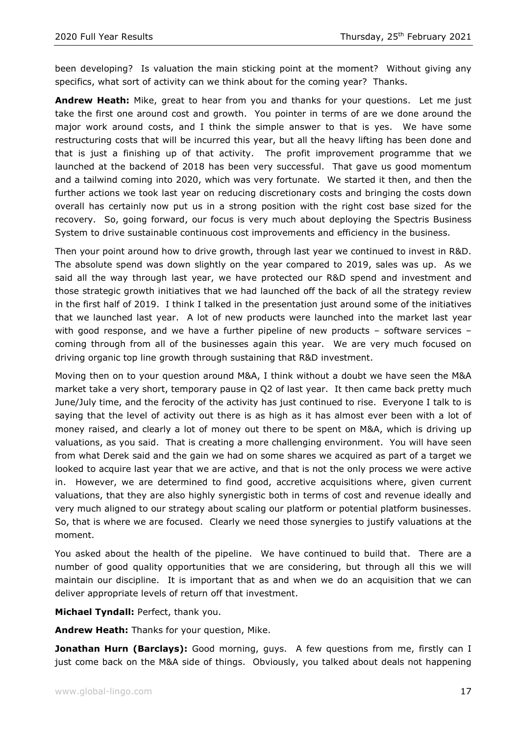been developing? Is valuation the main sticking point at the moment? Without giving any specifics, what sort of activity can we think about for the coming year? Thanks.

**Andrew Heath:** Mike, great to hear from you and thanks for your questions. Let me just take the first one around cost and growth. You pointer in terms of are we done around the major work around costs, and I think the simple answer to that is yes. We have some restructuring costs that will be incurred this year, but all the heavy lifting has been done and that is just a finishing up of that activity. The profit improvement programme that we launched at the backend of 2018 has been very successful. That gave us good momentum and a tailwind coming into 2020, which was very fortunate. We started it then, and then the further actions we took last year on reducing discretionary costs and bringing the costs down overall has certainly now put us in a strong position with the right cost base sized for the recovery. So, going forward, our focus is very much about deploying the Spectris Business System to drive sustainable continuous cost improvements and efficiency in the business.

Then your point around how to drive growth, through last year we continued to invest in R&D. The absolute spend was down slightly on the year compared to 2019, sales was up. As we said all the way through last year, we have protected our R&D spend and investment and those strategic growth initiatives that we had launched off the back of all the strategy review in the first half of 2019. I think I talked in the presentation just around some of the initiatives that we launched last year. A lot of new products were launched into the market last year with good response, and we have a further pipeline of new products – software services – coming through from all of the businesses again this year. We are very much focused on driving organic top line growth through sustaining that R&D investment.

Moving then on to your question around M&A, I think without a doubt we have seen the M&A market take a very short, temporary pause in Q2 of last year. It then came back pretty much June/July time, and the ferocity of the activity has just continued to rise. Everyone I talk to is saying that the level of activity out there is as high as it has almost ever been with a lot of money raised, and clearly a lot of money out there to be spent on M&A, which is driving up valuations, as you said. That is creating a more challenging environment. You will have seen from what Derek said and the gain we had on some shares we acquired as part of a target we looked to acquire last year that we are active, and that is not the only process we were active in. However, we are determined to find good, accretive acquisitions where, given current valuations, that they are also highly synergistic both in terms of cost and revenue ideally and very much aligned to our strategy about scaling our platform or potential platform businesses. So, that is where we are focused. Clearly we need those synergies to justify valuations at the moment.

You asked about the health of the pipeline. We have continued to build that. There are a number of good quality opportunities that we are considering, but through all this we will maintain our discipline. It is important that as and when we do an acquisition that we can deliver appropriate levels of return off that investment.

**Michael Tyndall:** Perfect, thank you.

**Andrew Heath:** Thanks for your question, Mike.

**Jonathan Hurn (Barclays):** Good morning, guys. A few questions from me, firstly can I just come back on the M&A side of things. Obviously, you talked about deals not happening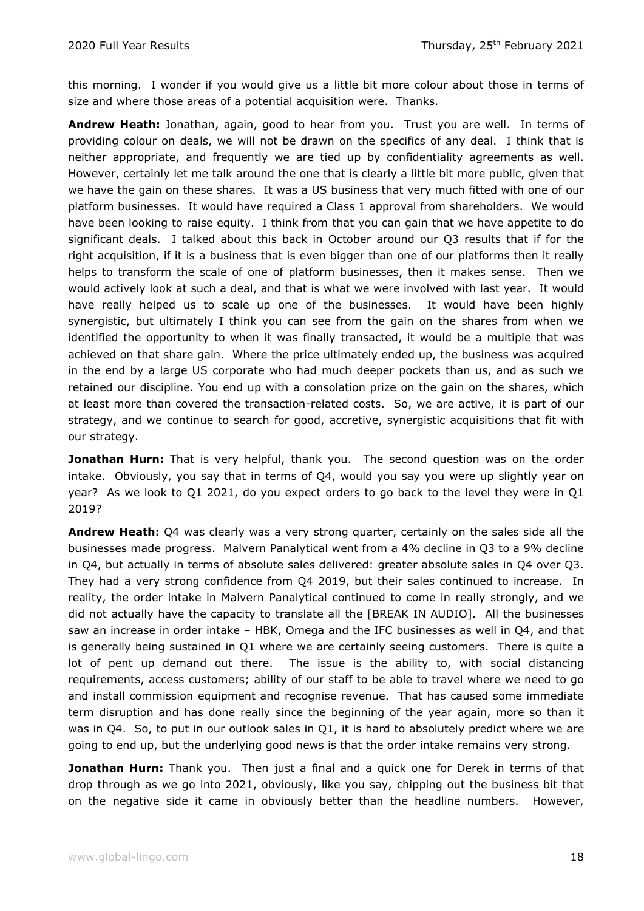this morning. I wonder if you would give us a little bit more colour about those in terms of size and where those areas of a potential acquisition were. Thanks.

**Andrew Heath:** Jonathan, again, good to hear from you. Trust you are well. In terms of providing colour on deals, we will not be drawn on the specifics of any deal. I think that is neither appropriate, and frequently we are tied up by confidentiality agreements as well. However, certainly let me talk around the one that is clearly a little bit more public, given that we have the gain on these shares. It was a US business that very much fitted with one of our platform businesses. It would have required a Class 1 approval from shareholders. We would have been looking to raise equity. I think from that you can gain that we have appetite to do significant deals. I talked about this back in October around our Q3 results that if for the right acquisition, if it is a business that is even bigger than one of our platforms then it really helps to transform the scale of one of platform businesses, then it makes sense. Then we would actively look at such a deal, and that is what we were involved with last year. It would have really helped us to scale up one of the businesses. It would have been highly synergistic, but ultimately I think you can see from the gain on the shares from when we identified the opportunity to when it was finally transacted, it would be a multiple that was achieved on that share gain. Where the price ultimately ended up, the business was acquired in the end by a large US corporate who had much deeper pockets than us, and as such we retained our discipline. You end up with a consolation prize on the gain on the shares, which at least more than covered the transaction-related costs. So, we are active, it is part of our strategy, and we continue to search for good, accretive, synergistic acquisitions that fit with our strategy.

**Jonathan Hurn:** That is very helpful, thank you. The second question was on the order intake. Obviously, you say that in terms of Q4, would you say you were up slightly year on year? As we look to Q1 2021, do you expect orders to go back to the level they were in Q1 2019?

**Andrew Heath:** Q4 was clearly was a very strong quarter, certainly on the sales side all the businesses made progress. Malvern Panalytical went from a 4% decline in Q3 to a 9% decline in Q4, but actually in terms of absolute sales delivered: greater absolute sales in Q4 over Q3. They had a very strong confidence from Q4 2019, but their sales continued to increase. In reality, the order intake in Malvern Panalytical continued to come in really strongly, and we did not actually have the capacity to translate all the [BREAK IN AUDIO]. All the businesses saw an increase in order intake – HBK, Omega and the IFC businesses as well in Q4, and that is generally being sustained in Q1 where we are certainly seeing customers. There is quite a lot of pent up demand out there. The issue is the ability to, with social distancing requirements, access customers; ability of our staff to be able to travel where we need to go and install commission equipment and recognise revenue. That has caused some immediate term disruption and has done really since the beginning of the year again, more so than it was in Q4. So, to put in our outlook sales in Q1, it is hard to absolutely predict where we are going to end up, but the underlying good news is that the order intake remains very strong.

**Jonathan Hurn:** Thank you. Then just a final and a quick one for Derek in terms of that drop through as we go into 2021, obviously, like you say, chipping out the business bit that on the negative side it came in obviously better than the headline numbers. However,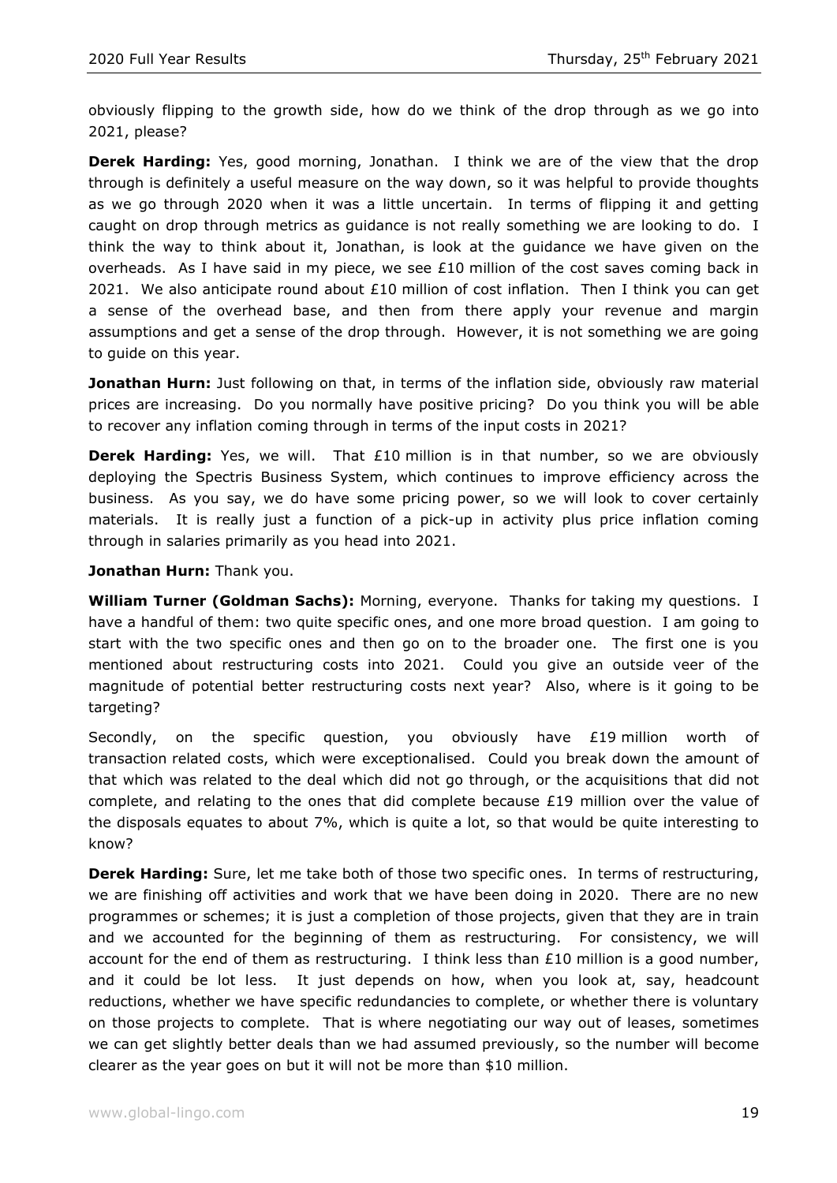obviously flipping to the growth side, how do we think of the drop through as we go into 2021, please?

**Derek Harding:** Yes, good morning, Jonathan. I think we are of the view that the drop through is definitely a useful measure on the way down, so it was helpful to provide thoughts as we go through 2020 when it was a little uncertain. In terms of flipping it and getting caught on drop through metrics as guidance is not really something we are looking to do. I think the way to think about it, Jonathan, is look at the guidance we have given on the overheads. As I have said in my piece, we see £10 million of the cost saves coming back in 2021. We also anticipate round about £10 million of cost inflation. Then I think you can get a sense of the overhead base, and then from there apply your revenue and margin assumptions and get a sense of the drop through. However, it is not something we are going to guide on this year.

**Jonathan Hurn:** Just following on that, in terms of the inflation side, obviously raw material prices are increasing. Do you normally have positive pricing? Do you think you will be able to recover any inflation coming through in terms of the input costs in 2021?

**Derek Harding:** Yes, we will. That £10 million is in that number, so we are obviously deploying the Spectris Business System, which continues to improve efficiency across the business. As you say, we do have some pricing power, so we will look to cover certainly materials. It is really just a function of a pick-up in activity plus price inflation coming through in salaries primarily as you head into 2021.

**Jonathan Hurn:** Thank you.

**William Turner (Goldman Sachs):** Morning, everyone. Thanks for taking my questions. I have a handful of them: two quite specific ones, and one more broad question. I am going to start with the two specific ones and then go on to the broader one. The first one is you mentioned about restructuring costs into 2021. Could you give an outside veer of the magnitude of potential better restructuring costs next year? Also, where is it going to be targeting?

Secondly, on the specific question, you obviously have £19 million worth of transaction related costs, which were exceptionalised. Could you break down the amount of that which was related to the deal which did not go through, or the acquisitions that did not complete, and relating to the ones that did complete because £19 million over the value of the disposals equates to about 7%, which is quite a lot, so that would be quite interesting to know?

**Derek Harding:** Sure, let me take both of those two specific ones. In terms of restructuring, we are finishing off activities and work that we have been doing in 2020. There are no new programmes or schemes; it is just a completion of those projects, given that they are in train and we accounted for the beginning of them as restructuring. For consistency, we will account for the end of them as restructuring. I think less than £10 million is a good number, and it could be lot less. It just depends on how, when you look at, say, headcount reductions, whether we have specific redundancies to complete, or whether there is voluntary on those projects to complete. That is where negotiating our way out of leases, sometimes we can get slightly better deals than we had assumed previously, so the number will become clearer as the year goes on but it will not be more than $10 million.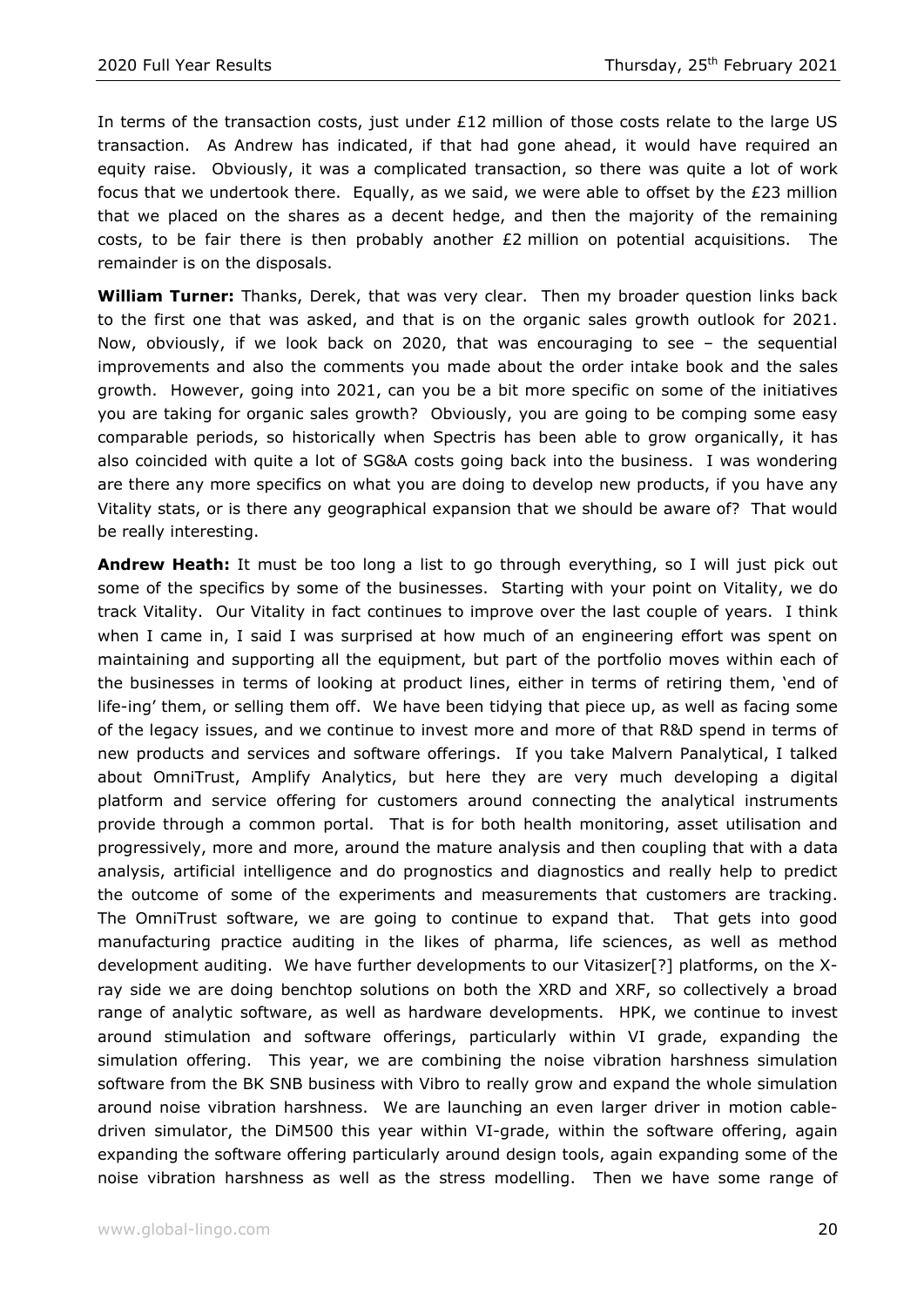In terms of the transaction costs, just under £12 million of those costs relate to the large US transaction. As Andrew has indicated, if that had gone ahead, it would have required an equity raise. Obviously, it was a complicated transaction, so there was quite a lot of work focus that we undertook there. Equally, as we said, we were able to offset by the £23 million that we placed on the shares as a decent hedge, and then the majority of the remaining costs, to be fair there is then probably another £2 million on potential acquisitions. The remainder is on the disposals.

**William Turner:** Thanks, Derek, that was very clear. Then my broader question links back to the first one that was asked, and that is on the organic sales growth outlook for 2021. Now, obviously, if we look back on 2020, that was encouraging to see – the sequential improvements and also the comments you made about the order intake book and the sales growth. However, going into 2021, can you be a bit more specific on some of the initiatives you are taking for organic sales growth? Obviously, you are going to be comping some easy comparable periods, so historically when Spectris has been able to grow organically, it has also coincided with quite a lot of SG&A costs going back into the business. I was wondering are there any more specifics on what you are doing to develop new products, if you have any Vitality stats, or is there any geographical expansion that we should be aware of? That would be really interesting.

**Andrew Heath:** It must be too long a list to go through everything, so I will just pick out some of the specifics by some of the businesses. Starting with your point on Vitality, we do track Vitality. Our Vitality in fact continues to improve over the last couple of years. I think when I came in, I said I was surprised at how much of an engineering effort was spent on maintaining and supporting all the equipment, but part of the portfolio moves within each of the businesses in terms of looking at product lines, either in terms of retiring them, 'end of life-ing' them, or selling them off. We have been tidying that piece up, as well as facing some of the legacy issues, and we continue to invest more and more of that R&D spend in terms of new products and services and software offerings. If you take Malvern Panalytical, I talked about OmniTrust, Amplify Analytics, but here they are very much developing a digital platform and service offering for customers around connecting the analytical instruments provide through a common portal. That is for both health monitoring, asset utilisation and progressively, more and more, around the mature analysis and then coupling that with a data analysis, artificial intelligence and do prognostics and diagnostics and really help to predict the outcome of some of the experiments and measurements that customers are tracking. The OmniTrust software, we are going to continue to expand that. That gets into good manufacturing practice auditing in the likes of pharma, life sciences, as well as method development auditing. We have further developments to our Vitasizer[?] platforms, on the X-ray side we are doing benchtop solutions on both the XRD and XRF, so collectively a broad range of analytic software, as well as hardware developments. HPK, we continue to invest around stimulation and software offerings, particularly within VI grade, expanding the simulation offering. This year, we are combining the noise vibration harshness simulation software from the BK SNB business with Vibro to really grow and expand the whole simulation around noise vibration harshness. We are launching an even larger driver in motion cable-driven simulator, the DiM500 this year within VI-grade, within the software offering, again expanding the software offering particularly around design tools, again expanding some of the noise vibration harshness as well as the stress modelling. Then we have some range of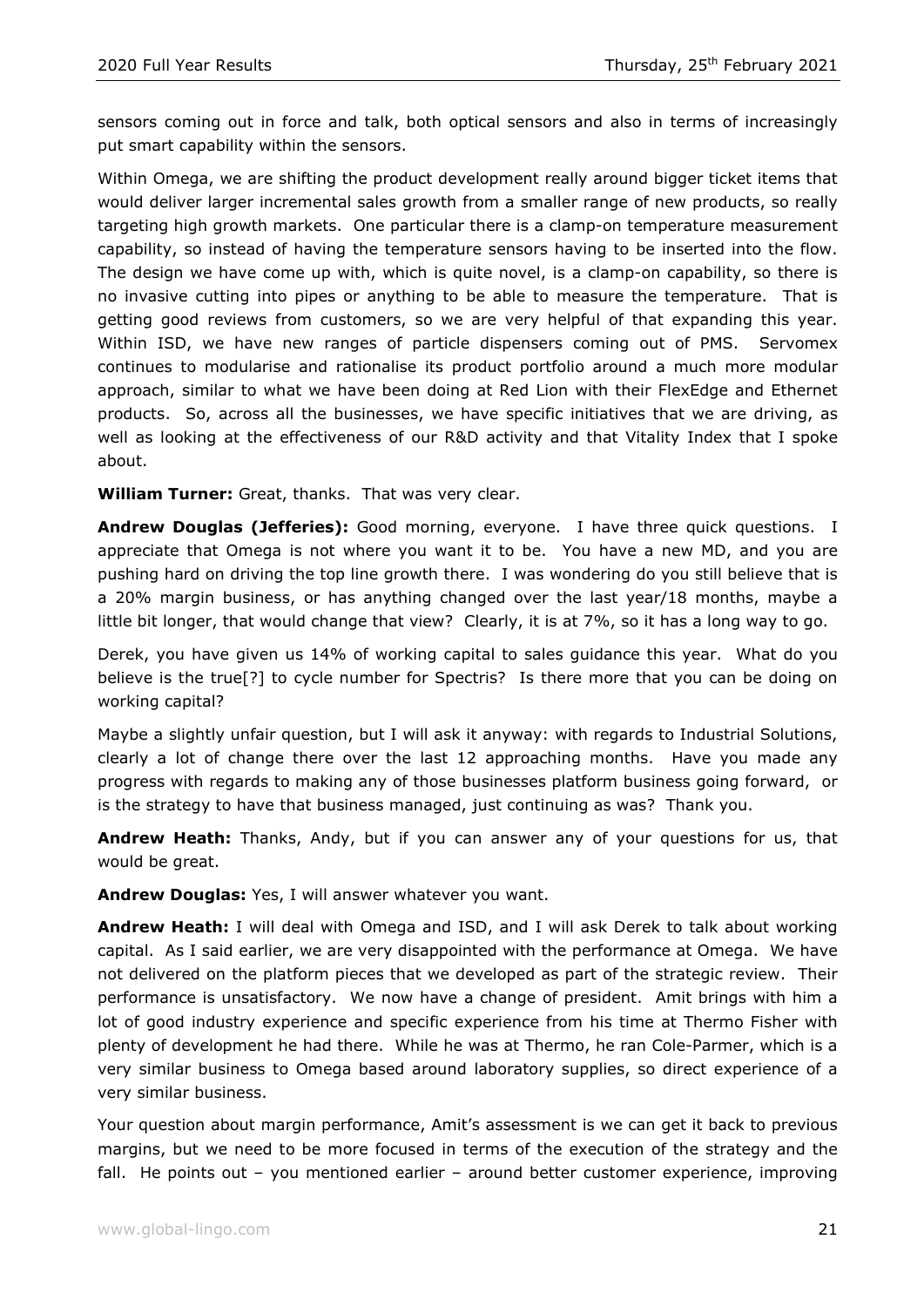sensors coming out in force and talk, both optical sensors and also in terms of increasingly put smart capability within the sensors.

Within Omega, we are shifting the product development really around bigger ticket items that would deliver larger incremental sales growth from a smaller range of new products, so really targeting high growth markets. One particular there is a clamp-on temperature measurement capability, so instead of having the temperature sensors having to be inserted into the flow. The design we have come up with, which is quite novel, is a clamp-on capability, so there is no invasive cutting into pipes or anything to be able to measure the temperature. That is getting good reviews from customers, so we are very helpful of that expanding this year. Within ISD, we have new ranges of particle dispensers coming out of PMS. Servomex continues to modularise and rationalise its product portfolio around a much more modular approach, similar to what we have been doing at Red Lion with their FlexEdge and Ethernet products. So, across all the businesses, we have specific initiatives that we are driving, as well as looking at the effectiveness of our R&D activity and that Vitality Index that I spoke about.

**William Turner:** Great, thanks. That was very clear.

**Andrew Douglas (Jefferies):** Good morning, everyone. I have three quick questions. I appreciate that Omega is not where you want it to be. You have a new MD, and you are pushing hard on driving the top line growth there. I was wondering do you still believe that is a 20% margin business, or has anything changed over the last year/18 months, maybe a little bit longer, that would change that view? Clearly, it is at 7%, so it has a long way to go.

Derek, you have given us 14% of working capital to sales guidance this year. What do you believe is the true[?] to cycle number for Spectris? Is there more that you can be doing on working capital?

Maybe a slightly unfair question, but I will ask it anyway: with regards to Industrial Solutions, clearly a lot of change there over the last 12 approaching months. Have you made any progress with regards to making any of those businesses platform business going forward, or is the strategy to have that business managed, just continuing as was? Thank you.

**Andrew Heath:** Thanks, Andy, but if you can answer any of your questions for us, that would be great.

**Andrew Douglas:** Yes, I will answer whatever you want.

**Andrew Heath:** I will deal with Omega and ISD, and I will ask Derek to talk about working capital. As I said earlier, we are very disappointed with the performance at Omega. We have not delivered on the platform pieces that we developed as part of the strategic review. Their performance is unsatisfactory. We now have a change of president. Amit brings with him a lot of good industry experience and specific experience from his time at Thermo Fisher with plenty of development he had there. While he was at Thermo, he ran Cole-Parmer, which is a very similar business to Omega based around laboratory supplies, so direct experience of a very similar business.

Your question about margin performance, Amit's assessment is we can get it back to previous margins, but we need to be more focused in terms of the execution of the strategy and the fall. He points out – you mentioned earlier – around better customer experience, improving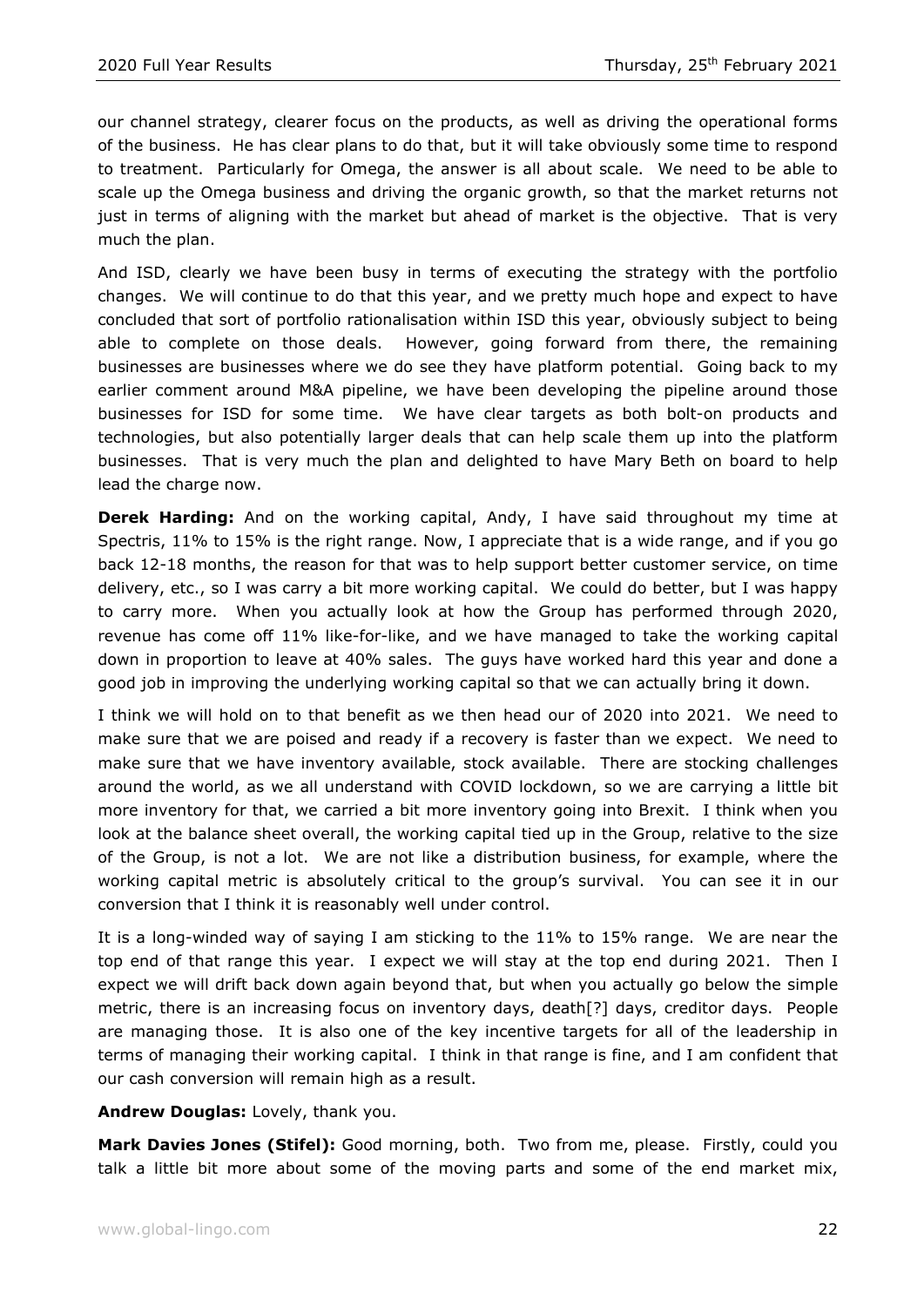our channel strategy, clearer focus on the products, as well as driving the operational forms of the business. He has clear plans to do that, but it will take obviously some time to respond to treatment. Particularly for Omega, the answer is all about scale. We need to be able to scale up the Omega business and driving the organic growth, so that the market returns not just in terms of aligning with the market but ahead of market is the objective. That is very much the plan.

And ISD, clearly we have been busy in terms of executing the strategy with the portfolio changes. We will continue to do that this year, and we pretty much hope and expect to have concluded that sort of portfolio rationalisation within ISD this year, obviously subject to being able to complete on those deals. However, going forward from there, the remaining businesses are businesses where we do see they have platform potential. Going back to my earlier comment around M&A pipeline, we have been developing the pipeline around those businesses for ISD for some time. We have clear targets as both bolt-on products and technologies, but also potentially larger deals that can help scale them up into the platform businesses. That is very much the plan and delighted to have Mary Beth on board to help lead the charge now.

**Derek Harding:** And on the working capital, Andy, I have said throughout my time at Spectris, 11% to 15% is the right range. Now, I appreciate that is a wide range, and if you go back 12-18 months, the reason for that was to help support better customer service, on time delivery, etc., so I was carry a bit more working capital. We could do better, but I was happy to carry more. When you actually look at how the Group has performed through 2020, revenue has come off 11% like-for-like, and we have managed to take the working capital down in proportion to leave at 40% sales. The guys have worked hard this year and done a good job in improving the underlying working capital so that we can actually bring it down.

I think we will hold on to that benefit as we then head our of 2020 into 2021. We need to make sure that we are poised and ready if a recovery is faster than we expect. We need to make sure that we have inventory available, stock available. There are stocking challenges around the world, as we all understand with COVID lockdown, so we are carrying a little bit more inventory for that, we carried a bit more inventory going into Brexit. I think when you look at the balance sheet overall, the working capital tied up in the Group, relative to the size of the Group, is not a lot. We are not like a distribution business, for example, where the working capital metric is absolutely critical to the group's survival. You can see it in our conversion that I think it is reasonably well under control.

It is a long-winded way of saying I am sticking to the 11% to 15% range. We are near the top end of that range this year. I expect we will stay at the top end during 2021. Then I expect we will drift back down again beyond that, but when you actually go below the simple metric, there is an increasing focus on inventory days, death[?] days, creditor days. People are managing those. It is also one of the key incentive targets for all of the leadership in terms of managing their working capital. I think in that range is fine, and I am confident that our cash conversion will remain high as a result.

**Andrew Douglas:** Lovely, thank you.

**Mark Davies Jones (Stifel):** Good morning, both. Two from me, please. Firstly, could you talk a little bit more about some of the moving parts and some of the end market mix,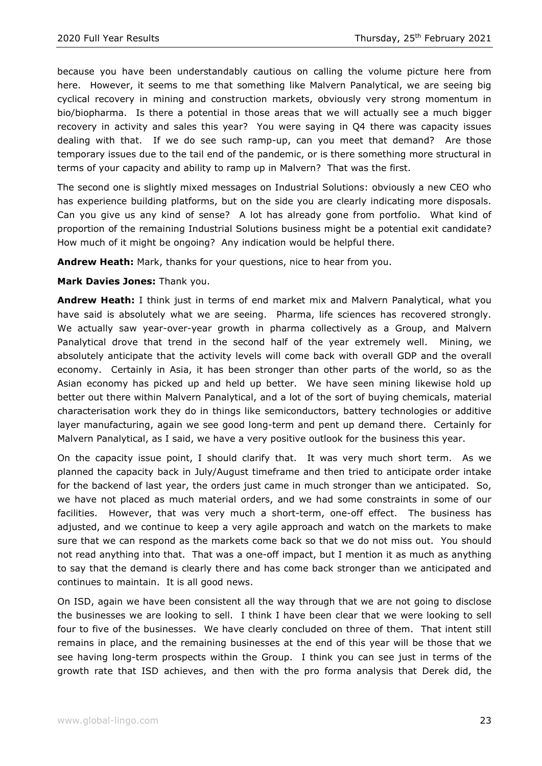because you have been understandably cautious on calling the volume picture here from here. However, it seems to me that something like Malvern Panalytical, we are seeing big cyclical recovery in mining and construction markets, obviously very strong momentum in bio/biopharma. Is there a potential in those areas that we will actually see a much bigger recovery in activity and sales this year? You were saying in Q4 there was capacity issues dealing with that. If we do see such ramp-up, can you meet that demand? Are those temporary issues due to the tail end of the pandemic, or is there something more structural in terms of your capacity and ability to ramp up in Malvern? That was the first.

The second one is slightly mixed messages on Industrial Solutions: obviously a new CEO who has experience building platforms, but on the side you are clearly indicating more disposals. Can you give us any kind of sense? A lot has already gone from portfolio. What kind of proportion of the remaining Industrial Solutions business might be a potential exit candidate? How much of it might be ongoing? Any indication would be helpful there.

**Andrew Heath:** Mark, thanks for your questions, nice to hear from you.

**Mark Davies Jones:** Thank you.

**Andrew Heath:** I think just in terms of end market mix and Malvern Panalytical, what you have said is absolutely what we are seeing. Pharma, life sciences has recovered strongly. We actually saw year-over-year growth in pharma collectively as a Group, and Malvern Panalytical drove that trend in the second half of the year extremely well. Mining, we absolutely anticipate that the activity levels will come back with overall GDP and the overall economy. Certainly in Asia, it has been stronger than other parts of the world, so as the Asian economy has picked up and held up better. We have seen mining likewise hold up better out there within Malvern Panalytical, and a lot of the sort of buying chemicals, material characterisation work they do in things like semiconductors, battery technologies or additive layer manufacturing, again we see good long-term and pent up demand there. Certainly for Malvern Panalytical, as I said, we have a very positive outlook for the business this year.

On the capacity issue point, I should clarify that. It was very much short term. As we planned the capacity back in July/August timeframe and then tried to anticipate order intake for the backend of last year, the orders just came in much stronger than we anticipated. So, we have not placed as much material orders, and we had some constraints in some of our facilities. However, that was very much a short-term, one-off effect. The business has adjusted, and we continue to keep a very agile approach and watch on the markets to make sure that we can respond as the markets come back so that we do not miss out. You should not read anything into that. That was a one-off impact, but I mention it as much as anything to say that the demand is clearly there and has come back stronger than we anticipated and continues to maintain. It is all good news.

On ISD, again we have been consistent all the way through that we are not going to disclose the businesses we are looking to sell. I think I have been clear that we were looking to sell four to five of the businesses. We have clearly concluded on three of them. That intent still remains in place, and the remaining businesses at the end of this year will be those that we see having long-term prospects within the Group. I think you can see just in terms of the growth rate that ISD achieves, and then with the pro forma analysis that Derek did, the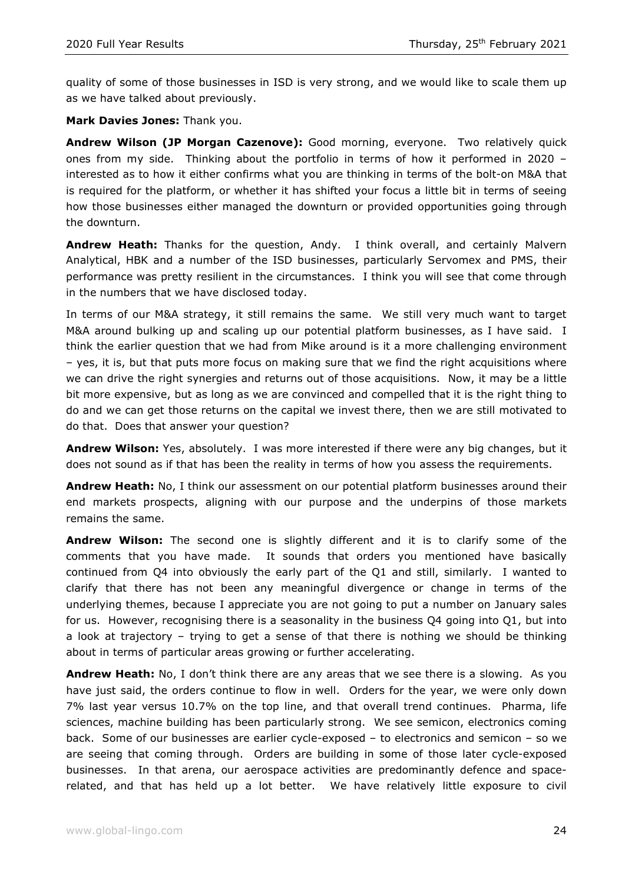quality of some of those businesses in ISD is very strong, and we would like to scale them up as we have talked about previously.

**Mark Davies Jones:** Thank you.

**Andrew Wilson (JP Morgan Cazenove):** Good morning, everyone. Two relatively quick ones from my side. Thinking about the portfolio in terms of how it performed in 2020 – interested as to how it either confirms what you are thinking in terms of the bolt-on M&A that is required for the platform, or whether it has shifted your focus a little bit in terms of seeing how those businesses either managed the downturn or provided opportunities going through the downturn.

**Andrew Heath:** Thanks for the question, Andy. I think overall, and certainly Malvern Analytical, HBK and a number of the ISD businesses, particularly Servomex and PMS, their performance was pretty resilient in the circumstances. I think you will see that come through in the numbers that we have disclosed today.

In terms of our M&A strategy, it still remains the same. We still very much want to target M&A around bulking up and scaling up our potential platform businesses, as I have said. I think the earlier question that we had from Mike around is it a more challenging environment – yes, it is, but that puts more focus on making sure that we find the right acquisitions where we can drive the right synergies and returns out of those acquisitions. Now, it may be a little bit more expensive, but as long as we are convinced and compelled that it is the right thing to do and we can get those returns on the capital we invest there, then we are still motivated to do that. Does that answer your question?

**Andrew Wilson:** Yes, absolutely. I was more interested if there were any big changes, but it does not sound as if that has been the reality in terms of how you assess the requirements.

**Andrew Heath:** No, I think our assessment on our potential platform businesses around their end markets prospects, aligning with our purpose and the underpins of those markets remains the same.

**Andrew Wilson:** The second one is slightly different and it is to clarify some of the comments that you have made. It sounds that orders you mentioned have basically continued from Q4 into obviously the early part of the Q1 and still, similarly. I wanted to clarify that there has not been any meaningful divergence or change in terms of the underlying themes, because I appreciate you are not going to put a number on January sales for us. However, recognising there is a seasonality in the business Q4 going into Q1, but into a look at trajectory – trying to get a sense of that there is nothing we should be thinking about in terms of particular areas growing or further accelerating.

**Andrew Heath:** No, I don't think there are any areas that we see there is a slowing. As you have just said, the orders continue to flow in well. Orders for the year, we were only down 7% last year versus 10.7% on the top line, and that overall trend continues. Pharma, life sciences, machine building has been particularly strong. We see semicon, electronics coming back. Some of our businesses are earlier cycle-exposed – to electronics and semicon – so we are seeing that coming through. Orders are building in some of those later cycle-exposed businesses. In that arena, our aerospace activities are predominantly defence and space-related, and that has held up a lot better. We have relatively little exposure to civil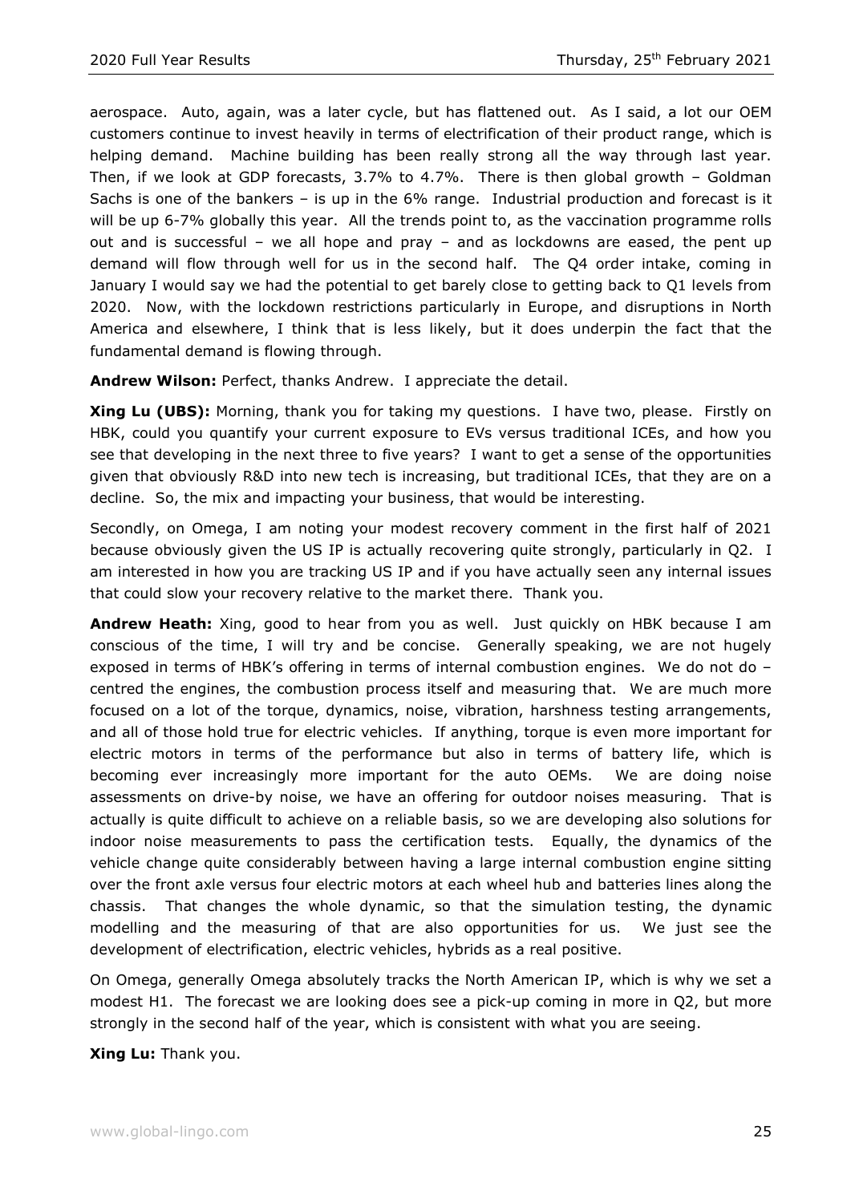aerospace. Auto, again, was a later cycle, but has flattened out. As I said, a lot our OEM customers continue to invest heavily in terms of electrification of their product range, which is helping demand. Machine building has been really strong all the way through last year. Then, if we look at GDP forecasts, 3.7% to 4.7%. There is then global growth – Goldman Sachs is one of the bankers – is up in the 6% range. Industrial production and forecast is it will be up 6-7% globally this year. All the trends point to, as the vaccination programme rolls out and is successful – we all hope and pray – and as lockdowns are eased, the pent up demand will flow through well for us in the second half. The Q4 order intake, coming in January I would say we had the potential to get barely close to getting back to Q1 levels from 2020. Now, with the lockdown restrictions particularly in Europe, and disruptions in North America and elsewhere, I think that is less likely, but it does underpin the fact that the fundamental demand is flowing through.

**Andrew Wilson:** Perfect, thanks Andrew. I appreciate the detail.

**Xing Lu (UBS):** Morning, thank you for taking my questions. I have two, please. Firstly on HBK, could you quantify your current exposure to EVs versus traditional ICEs, and how you see that developing in the next three to five years? I want to get a sense of the opportunities given that obviously R&D into new tech is increasing, but traditional ICEs, that they are on a decline. So, the mix and impacting your business, that would be interesting.

Secondly, on Omega, I am noting your modest recovery comment in the first half of 2021 because obviously given the US IP is actually recovering quite strongly, particularly in Q2. I am interested in how you are tracking US IP and if you have actually seen any internal issues that could slow your recovery relative to the market there. Thank you.

**Andrew Heath:** Xing, good to hear from you as well. Just quickly on HBK because I am conscious of the time, I will try and be concise. Generally speaking, we are not hugely exposed in terms of HBK's offering in terms of internal combustion engines. We do not do – centred the engines, the combustion process itself and measuring that. We are much more focused on a lot of the torque, dynamics, noise, vibration, harshness testing arrangements, and all of those hold true for electric vehicles. If anything, torque is even more important for electric motors in terms of the performance but also in terms of battery life, which is becoming ever increasingly more important for the auto OEMs. We are doing noise assessments on drive-by noise, we have an offering for outdoor noises measuring. That is actually is quite difficult to achieve on a reliable basis, so we are developing also solutions for indoor noise measurements to pass the certification tests. Equally, the dynamics of the vehicle change quite considerably between having a large internal combustion engine sitting over the front axle versus four electric motors at each wheel hub and batteries lines along the chassis. That changes the whole dynamic, so that the simulation testing, the dynamic modelling and the measuring of that are also opportunities for us. We just see the development of electrification, electric vehicles, hybrids as a real positive.

On Omega, generally Omega absolutely tracks the North American IP, which is why we set a modest H1. The forecast we are looking does see a pick-up coming in more in Q2, but more strongly in the second half of the year, which is consistent with what you are seeing.

**Xing Lu:** Thank you.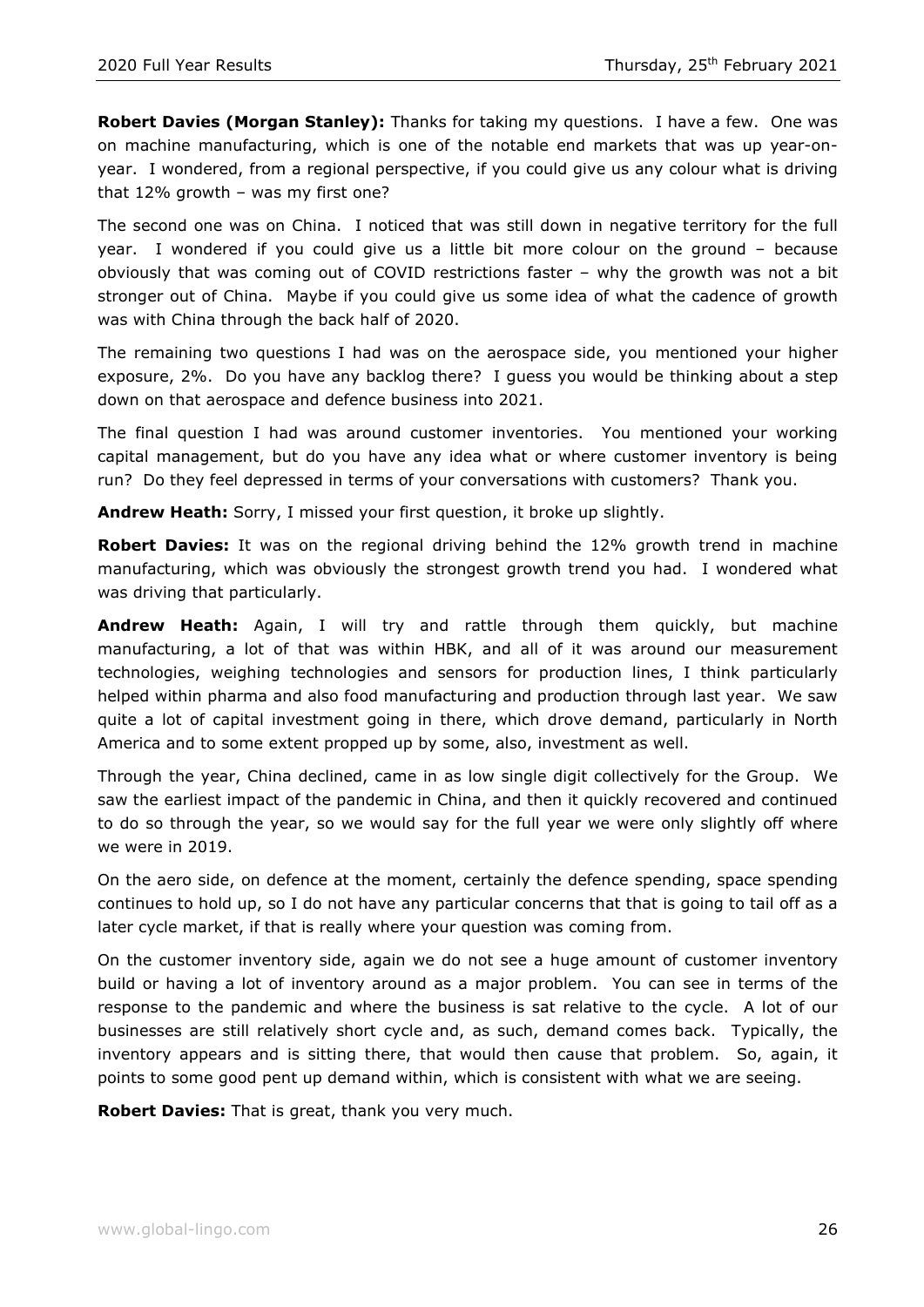**Robert Davies (Morgan Stanley):** Thanks for taking my questions. I have a few. One was on machine manufacturing, which is one of the notable end markets that was up year-on-year. I wondered, from a regional perspective, if you could give us any colour what is driving that 12% growth – was my first one?

The second one was on China. I noticed that was still down in negative territory for the full year. I wondered if you could give us a little bit more colour on the ground – because obviously that was coming out of COVID restrictions faster – why the growth was not a bit stronger out of China. Maybe if you could give us some idea of what the cadence of growth was with China through the back half of 2020.

The remaining two questions I had was on the aerospace side, you mentioned your higher exposure, 2%. Do you have any backlog there? I guess you would be thinking about a step down on that aerospace and defence business into 2021.

The final question I had was around customer inventories. You mentioned your working capital management, but do you have any idea what or where customer inventory is being run? Do they feel depressed in terms of your conversations with customers? Thank you.

**Andrew Heath:** Sorry, I missed your first question, it broke up slightly.

**Robert Davies:** It was on the regional driving behind the 12% growth trend in machine manufacturing, which was obviously the strongest growth trend you had. I wondered what was driving that particularly.

**Andrew Heath:** Again, I will try and rattle through them quickly, but machine manufacturing, a lot of that was within HBK, and all of it was around our measurement technologies, weighing technologies and sensors for production lines, I think particularly helped within pharma and also food manufacturing and production through last year. We saw quite a lot of capital investment going in there, which drove demand, particularly in North America and to some extent propped up by some, also, investment as well.

Through the year, China declined, came in as low single digit collectively for the Group. We saw the earliest impact of the pandemic in China, and then it quickly recovered and continued to do so through the year, so we would say for the full year we were only slightly off where we were in 2019.

On the aero side, on defence at the moment, certainly the defence spending, space spending continues to hold up, so I do not have any particular concerns that that is going to tail off as a later cycle market, if that is really where your question was coming from.

On the customer inventory side, again we do not see a huge amount of customer inventory build or having a lot of inventory around as a major problem. You can see in terms of the response to the pandemic and where the business is sat relative to the cycle. A lot of our businesses are still relatively short cycle and, as such, demand comes back. Typically, the inventory appears and is sitting there, that would then cause that problem. So, again, it points to some good pent up demand within, which is consistent with what we are seeing.

**Robert Davies:** That is great, thank you very much.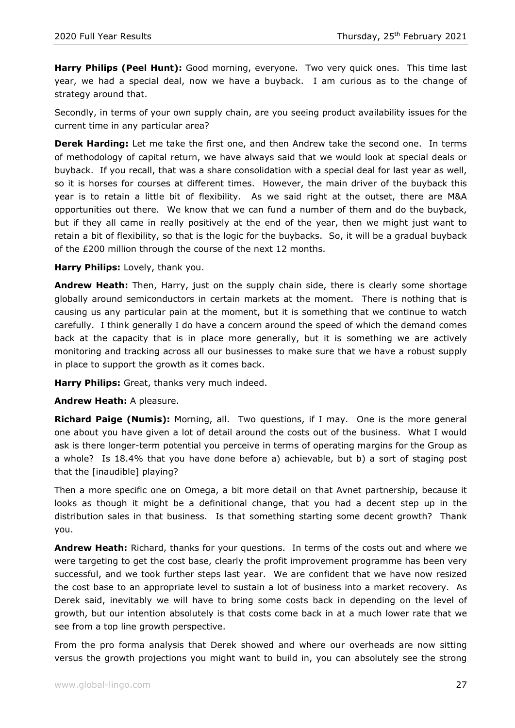**Harry Philips (Peel Hunt):** Good morning, everyone. Two very quick ones. This time last year, we had a special deal, now we have a buyback. I am curious as to the change of strategy around that.

Secondly, in terms of your own supply chain, are you seeing product availability issues for the current time in any particular area?

**Derek Harding:** Let me take the first one, and then Andrew take the second one. In terms of methodology of capital return, we have always said that we would look at special deals or buyback. If you recall, that was a share consolidation with a special deal for last year as well, so it is horses for courses at different times. However, the main driver of the buyback this year is to retain a little bit of flexibility. As we said right at the outset, there are M&A opportunities out there. We know that we can fund a number of them and do the buyback, but if they all came in really positively at the end of the year, then we might just want to retain a bit of flexibility, so that is the logic for the buybacks. So, it will be a gradual buyback of the £200 million through the course of the next 12 months.

**Harry Philips:** Lovely, thank you.

**Andrew Heath:** Then, Harry, just on the supply chain side, there is clearly some shortage globally around semiconductors in certain markets at the moment. There is nothing that is causing us any particular pain at the moment, but it is something that we continue to watch carefully. I think generally I do have a concern around the speed of which the demand comes back at the capacity that is in place more generally, but it is something we are actively monitoring and tracking across all our businesses to make sure that we have a robust supply in place to support the growth as it comes back.

**Harry Philips:** Great, thanks very much indeed.

**Andrew Heath:** A pleasure.

**Richard Paige (Numis):** Morning, all. Two questions, if I may. One is the more general one about you have given a lot of detail around the costs out of the business. What I would ask is there longer-term potential you perceive in terms of operating margins for the Group as a whole? Is 18.4% that you have done before a) achievable, but b) a sort of staging post that the [inaudible] playing?

Then a more specific one on Omega, a bit more detail on that Avnet partnership, because it looks as though it might be a definitional change, that you had a decent step up in the distribution sales in that business. Is that something starting some decent growth? Thank you.

**Andrew Heath:** Richard, thanks for your questions. In terms of the costs out and where we were targeting to get the cost base, clearly the profit improvement programme has been very successful, and we took further steps last year. We are confident that we have now resized the cost base to an appropriate level to sustain a lot of business into a market recovery. As Derek said, inevitably we will have to bring some costs back in depending on the level of growth, but our intention absolutely is that costs come back in at a much lower rate that we see from a top line growth perspective.

From the pro forma analysis that Derek showed and where our overheads are now sitting versus the growth projections you might want to build in, you can absolutely see the strong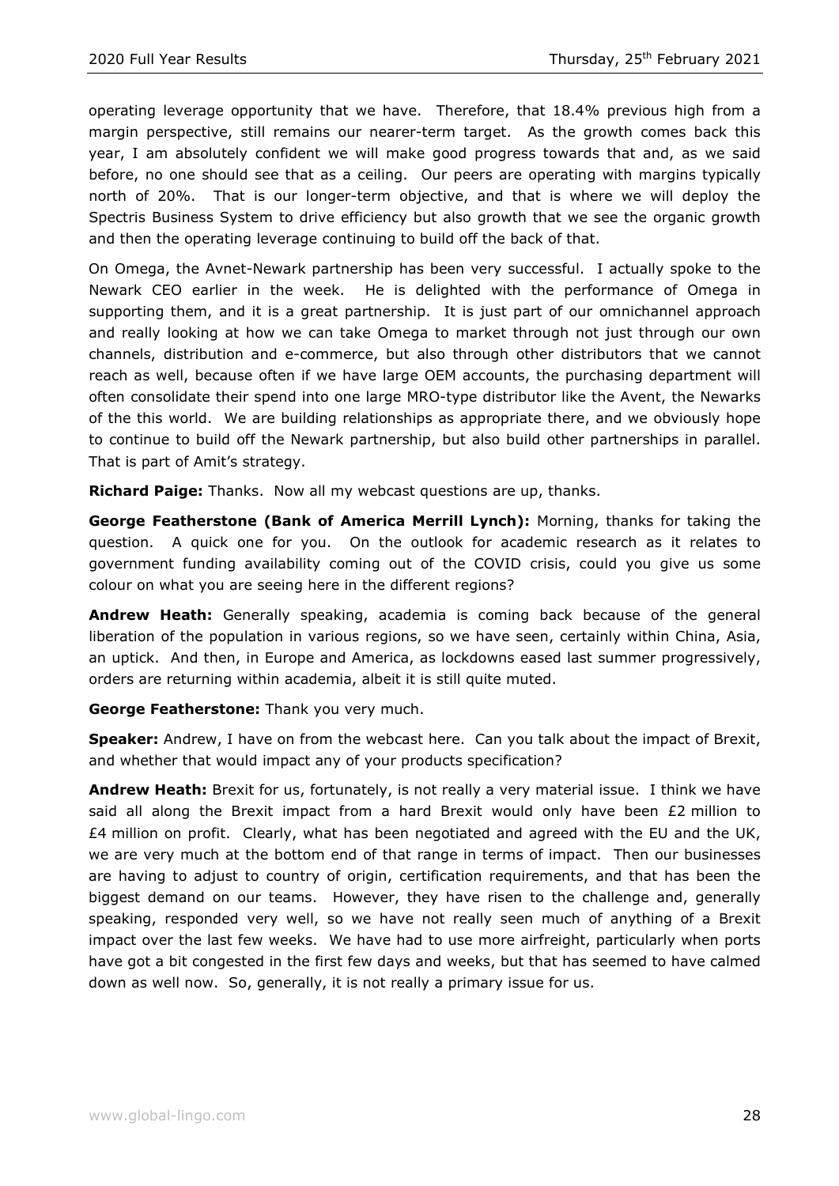operating leverage opportunity that we have. Therefore, that 18.4% previous high from a margin perspective, still remains our nearer-term target. As the growth comes back this year, I am absolutely confident we will make good progress towards that and, as we said before, no one should see that as a ceiling. Our peers are operating with margins typically north of 20%. That is our longer-term objective, and that is where we will deploy the Spectris Business System to drive efficiency but also growth that we see the organic growth and then the operating leverage continuing to build off the back of that.

On Omega, the Avnet-Newark partnership has been very successful. I actually spoke to the Newark CEO earlier in the week. He is delighted with the performance of Omega in supporting them, and it is a great partnership. It is just part of our omnichannel approach and really looking at how we can take Omega to market through not just through our own channels, distribution and e-commerce, but also through other distributors that we cannot reach as well, because often if we have large OEM accounts, the purchasing department will often consolidate their spend into one large MRO-type distributor like the Avent, the Newarks of the this world. We are building relationships as appropriate there, and we obviously hope to continue to build off the Newark partnership, but also build other partnerships in parallel. That is part of Amit's strategy.

**Richard Paige:** Thanks. Now all my webcast questions are up, thanks.

**George Featherstone (Bank of America Merrill Lynch):** Morning, thanks for taking the question. A quick one for you. On the outlook for academic research as it relates to government funding availability coming out of the COVID crisis, could you give us some colour on what you are seeing here in the different regions?

**Andrew Heath:** Generally speaking, academia is coming back because of the general liberation of the population in various regions, so we have seen, certainly within China, Asia, an uptick. And then, in Europe and America, as lockdowns eased last summer progressively, orders are returning within academia, albeit it is still quite muted.

**George Featherstone:** Thank you very much.

**Speaker:** Andrew, I have on from the webcast here. Can you talk about the impact of Brexit, and whether that would impact any of your products specification?

**Andrew Heath:** Brexit for us, fortunately, is not really a very material issue. I think we have said all along the Brexit impact from a hard Brexit would only have been £2 million to £4 million on profit. Clearly, what has been negotiated and agreed with the EU and the UK, we are very much at the bottom end of that range in terms of impact. Then our businesses are having to adjust to country of origin, certification requirements, and that has been the biggest demand on our teams. However, they have risen to the challenge and, generally speaking, responded very well, so we have not really seen much of anything of a Brexit impact over the last few weeks. We have had to use more airfreight, particularly when ports have got a bit congested in the first few days and weeks, but that has seemed to have calmed down as well now. So, generally, it is not really a primary issue for us.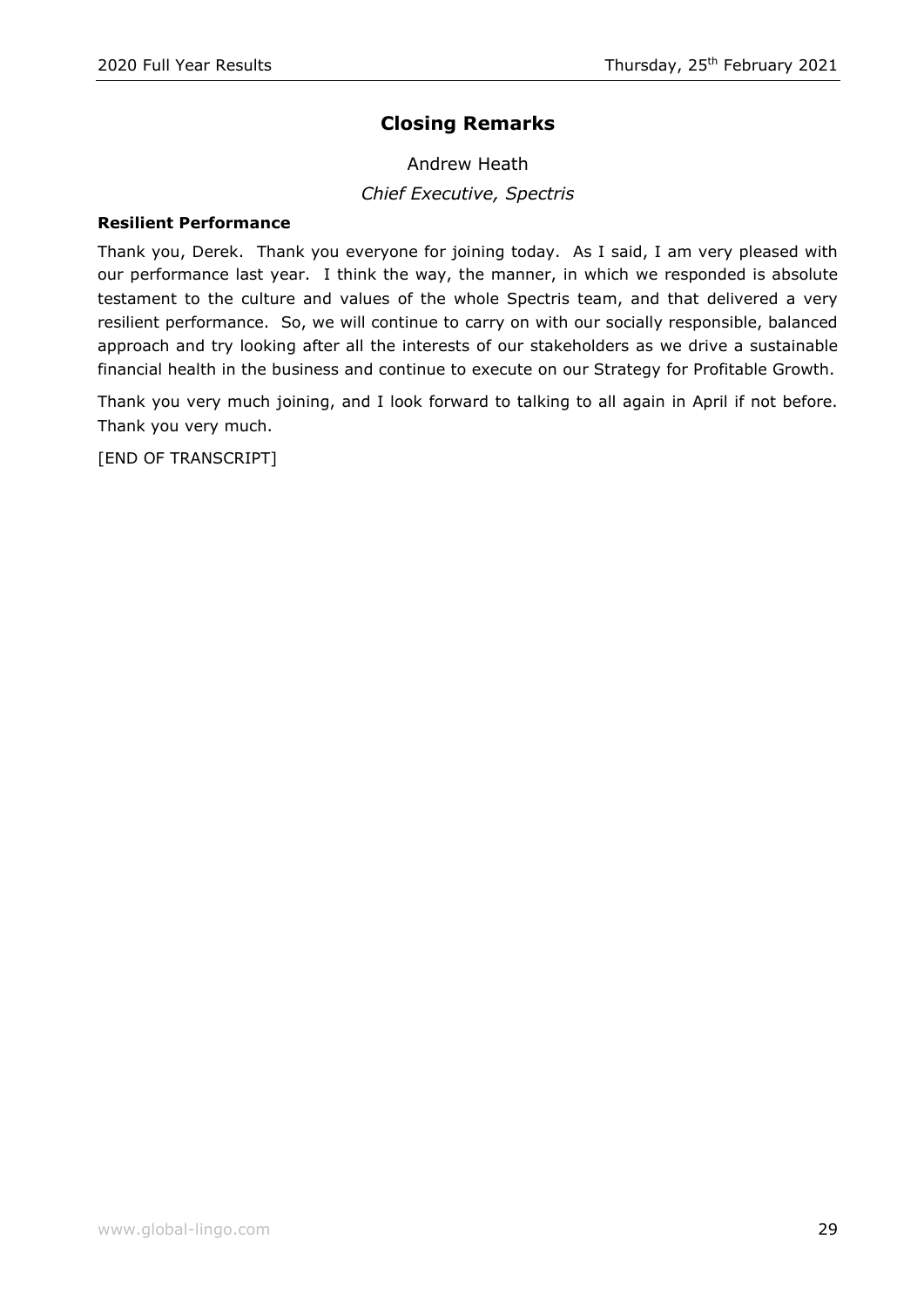# Closing Remarks

Andrew Heath

*Chief Executive, Spectris*

**Resilient Performance**

Thank you, Derek. Thank you everyone for joining today. As I said, I am very pleased with our performance last year. I think the way, the manner, in which we responded is absolute testament to the culture and values of the whole Spectris team, and that delivered a very resilient performance. So, we will continue to carry on with our socially responsible, balanced approach and try looking after all the interests of our stakeholders as we drive a sustainable financial health in the business and continue to execute on our Strategy for Profitable Growth.

Thank you very much joining, and I look forward to talking to all again in April if not before. Thank you very much.

[END OF TRANSCRIPT]